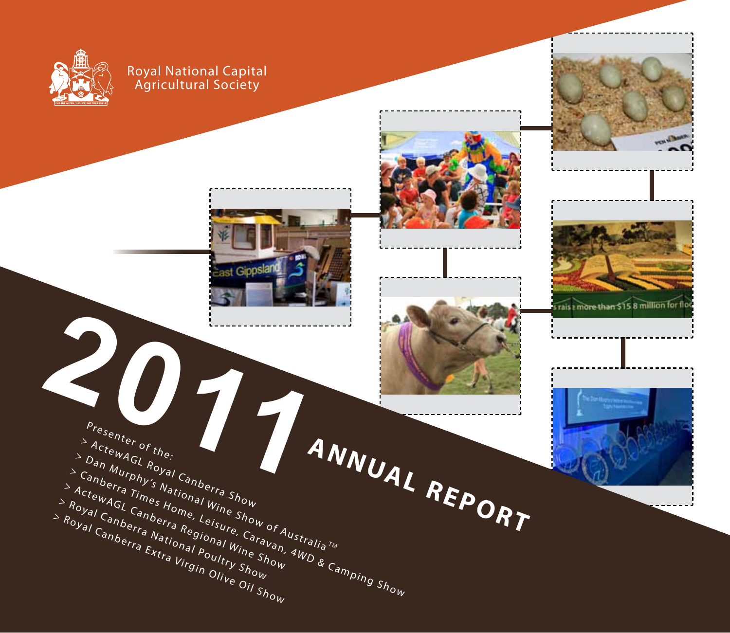Royal National Capital Agricultural Society

# 2011 ANNUAL REPORT

Presenter of the:

> ActewAGL Royal Canberra Show
> Dan Murphy's National Wine Show of Australia ™
> Canberra Times Home, Leisure, Caravan, 4WD & Camping Show
> ActewAGL Canberra Regional Wine Show
> Royal Canberra National Poultry Show
> Royal Canberra Extra Virgin Olive Oil Show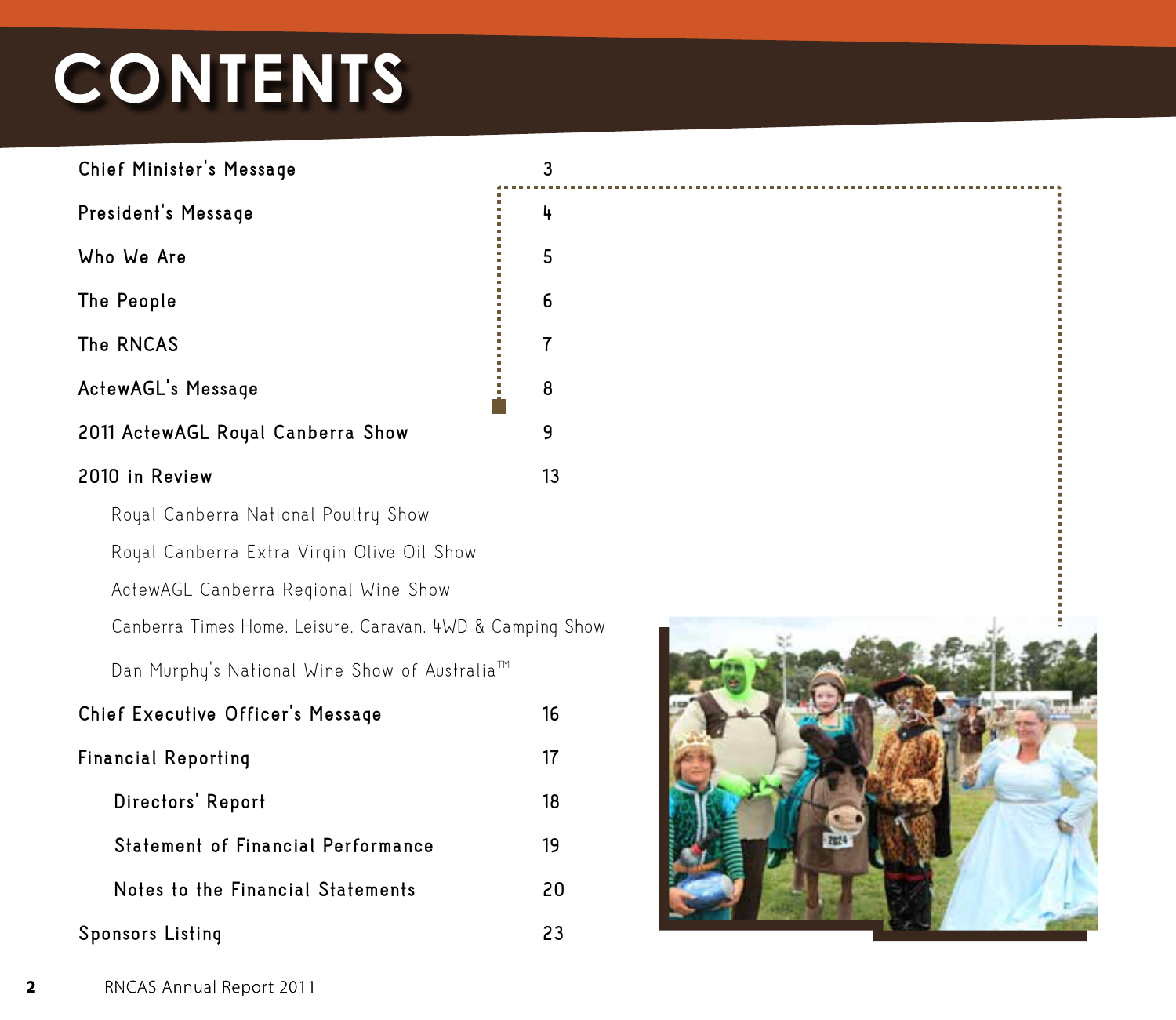# CONTENTS

| | |
|---|---|
| Chief Minister's Message | 3 |
| President's Message | 4 |
| Who We Are | 5 |
| The People | 6 |
| The RNCAS | 7 |
| ActewAGL's Message | 8 |
| 2011 ActewAGL Royal Canberra Show | 9 |
| 2010 in Review | 13 |
| Royal Canberra National Poultry Show | |
| Royal Canberra Extra Virgin Olive Oil Show | |
| ActewAGL Canberra Regional Wine Show | |
| Canberra Times Home, Leisure, Caravan, 4WD & Camping Show | |
| Dan Murphy's National Wine Show of Australia™ | |
| Chief Executive Officer's Message | 16 |
| Financial Reporting | 17 |
| Directors' Report | 18 |
| Statement of Financial Performance | 19 |
| Notes to the Financial Statements | 20 |
| Sponsors Listing | 23 |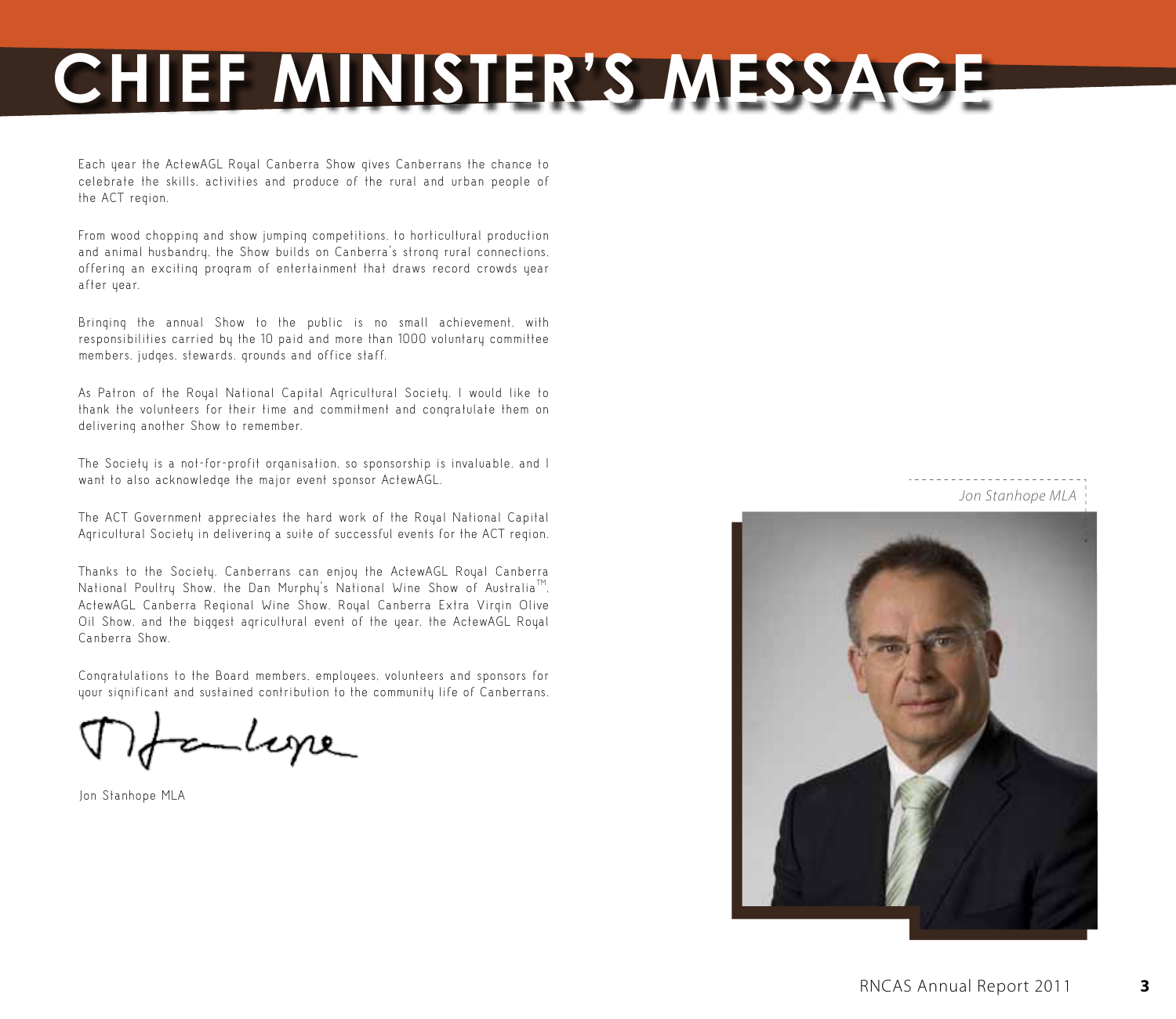# CHIEF MINISTER'S MESSAGE

Each year the ActewAGL Royal Canberra Show gives Canberrans the chance to celebrate the skills, activities and produce of the rural and urban people of the ACT region.

From wood chopping and show jumping competitions, to horticultural production and animal husbandry, the Show builds on Canberra's strong rural connections, offering an exciting program of entertainment that draws record crowds year after year.

Bringing the annual Show to the public is no small achievement, with responsibilities carried by the 10 paid and more than 1000 voluntary committee members, judges, stewards, grounds and office staff.

As Patron of the Royal National Capital Agricultural Society, I would like to thank the volunteers for their time and commitment and congratulate them on delivering another Show to remember.

The Society is a not-for-profit organisation, so sponsorship is invaluable, and I want to also acknowledge the major event sponsor ActewAGL.

The ACT Government appreciates the hard work of the Royal National Capital Agricultural Society in delivering a suite of successful events for the ACT region.

Thanks to the Society, Canberrans can enjoy the ActewAGL Royal Canberra National Poultry Show, the Dan Murphy's National Wine Show of Australia™, ActewAGL Canberra Regional Wine Show, Royal Canberra Extra Virgin Olive Oil Show, and the biggest agricultural event of the year, the ActewAGL Royal Canberra Show.

Congratulations to the Board members, employees, volunteers and sponsors for your significant and sustained contribution to the community life of Canberrans.

Jon Stanhope MLA

*Jon Stanhope MLA*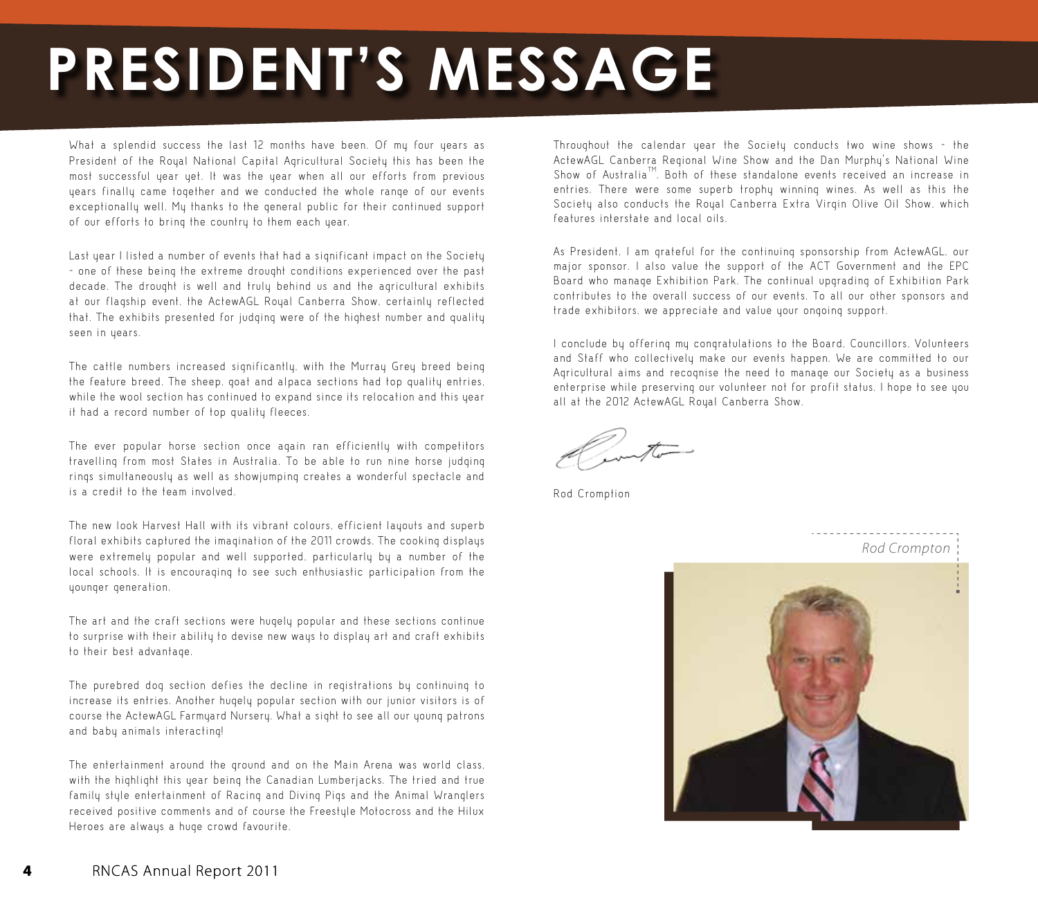# PRESIDENT'S MESSAGE

What a splendid success the last 12 months have been. Of my four years as President of the Royal National Capital Agricultural Society this has been the most successful year yet. It was the year when all our efforts from previous years finally came together and we conducted the whole range of our events exceptionally well. My thanks to the general public for their continued support of our efforts to bring the country to them each year.

Last year I listed a number of events that had a significant impact on the Society - one of these being the extreme drought conditions experienced over the past decade. The drought is well and truly behind us and the agricultural exhibits at our flagship event, the ActewAGL Royal Canberra Show, certainly reflected that. The exhibits presented for judging were of the highest number and quality seen in years.

The cattle numbers increased significantly, with the Murray Grey breed being the feature breed. The sheep, goat and alpaca sections had top quality entries, while the wool section has continued to expand since its relocation and this year it had a record number of top quality fleeces.

The ever popular horse section once again ran efficiently with competitors travelling from most States in Australia. To be able to run nine horse judging rings simultaneously as well as showjumping creates a wonderful spectacle and is a credit to the team involved.

The new look Harvest Hall with its vibrant colours, efficient layouts and superb floral exhibits captured the imagination of the 2011 crowds. The cooking displays were extremely popular and well supported, particularly by a number of the local schools. It is encouraging to see such enthusiastic participation from the younger generation.

The art and the craft sections were hugely popular and these sections continue to surprise with their ability to devise new ways to display art and craft exhibits to their best advantage.

The purebred dog section defies the decline in registrations by continuing to increase its entries. Another hugely popular section with our junior visitors is of course the ActewAGL Farmyard Nursery. What a sight to see all our young patrons and baby animals interacting!

The entertainment around the ground and on the Main Arena was world class, with the highlight this year being the Canadian Lumberjacks. The tried and true family style entertainment of Racing and Diving Pigs and the Animal Wranglers received positive comments and of course the Freestyle Motocross and the Hilux Heroes are always a huge crowd favourite.

Throughout the calendar year the Society conducts two wine shows - the ActewAGL Canberra Regional Wine Show and the Dan Murphy's National Wine Show of Australia™. Both of these standalone events received an increase in entries. There were some superb trophy winning wines. As well as this the Society also conducts the Royal Canberra Extra Virgin Olive Oil Show, which features interstate and local oils.

As President, I am grateful for the continuing sponsorship from ActewAGL, our major sponsor. I also value the support of the ACT Government and the EPC Board who manage Exhibition Park. The continual upgrading of Exhibition Park contributes to the overall success of our events. To all our other sponsors and trade exhibitors, we appreciate and value your ongoing support.

I conclude by offering my congratulations to the Board, Councillors, Volunteers and Staff who collectively make our events happen. We are committed to our Agricultural aims and recognise the need to manage our Society as a business enterprise while preserving our volunteer not for profit status. I hope to see you all at the 2012 ActewAGL Royal Canberra Show.

Rod Cromption

*Rod Crompton*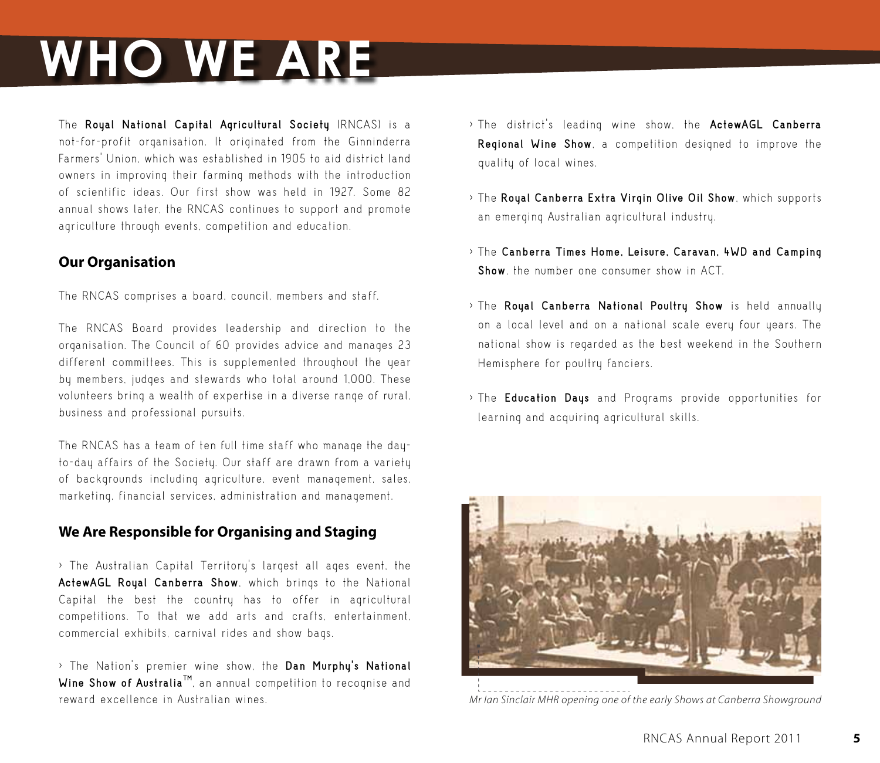# WHO WE ARE

The **Royal National Capital Agricultural Society** (RNCAS) is a not-for-profit organisation. It originated from the Ginninderra Farmers' Union, which was established in 1905 to aid district land owners in improving their farming methods with the introduction of scientific ideas. Our first show was held in 1927. Some 82 annual shows later, the RNCAS continues to support and promote agriculture through events, competition and education.

## Our Organisation

The RNCAS comprises a board, council, members and staff.

The RNCAS Board provides leadership and direction to the organisation. The Council of 60 provides advice and manages 23 different committees. This is supplemented throughout the year by members, judges and stewards who total around 1,000. These volunteers bring a wealth of expertise in a diverse range of rural, business and professional pursuits.

The RNCAS has a team of ten full time staff who manage the day-to-day affairs of the Society. Our staff are drawn from a variety of backgrounds including agriculture, event management, sales, marketing, financial services, administration and management.

## We Are Responsible for Organising and Staging

› The Australian Capital Territory's largest all ages event, the **ActewAGL Royal Canberra Show**, which brings to the National Capital the best the country has to offer in agricultural competitions. To that we add arts and crafts, entertainment, commercial exhibits, carnival rides and show bags.

› The Nation's premier wine show, the **Dan Murphy's National Wine Show of Australia™**, an annual competition to recognise and reward excellence in Australian wines.

› The district's leading wine show, the **ActewAGL Canberra Regional Wine Show**, a competition designed to improve the quality of local wines.

› The **Royal Canberra Extra Virgin Olive Oil Show**, which supports an emerging Australian agricultural industry.

› The **Canberra Times Home, Leisure, Caravan, 4WD and Camping Show**, the number one consumer show in ACT.

› The **Royal Canberra National Poultry Show** is held annually on a local level and on a national scale every four years. The national show is regarded as the best weekend in the Southern Hemisphere for poultry fanciers.

› The **Education Days** and Programs provide opportunities for learning and acquiring agricultural skills.

*Mr Ian Sinclair MHR opening one of the early Shows at Canberra Showground*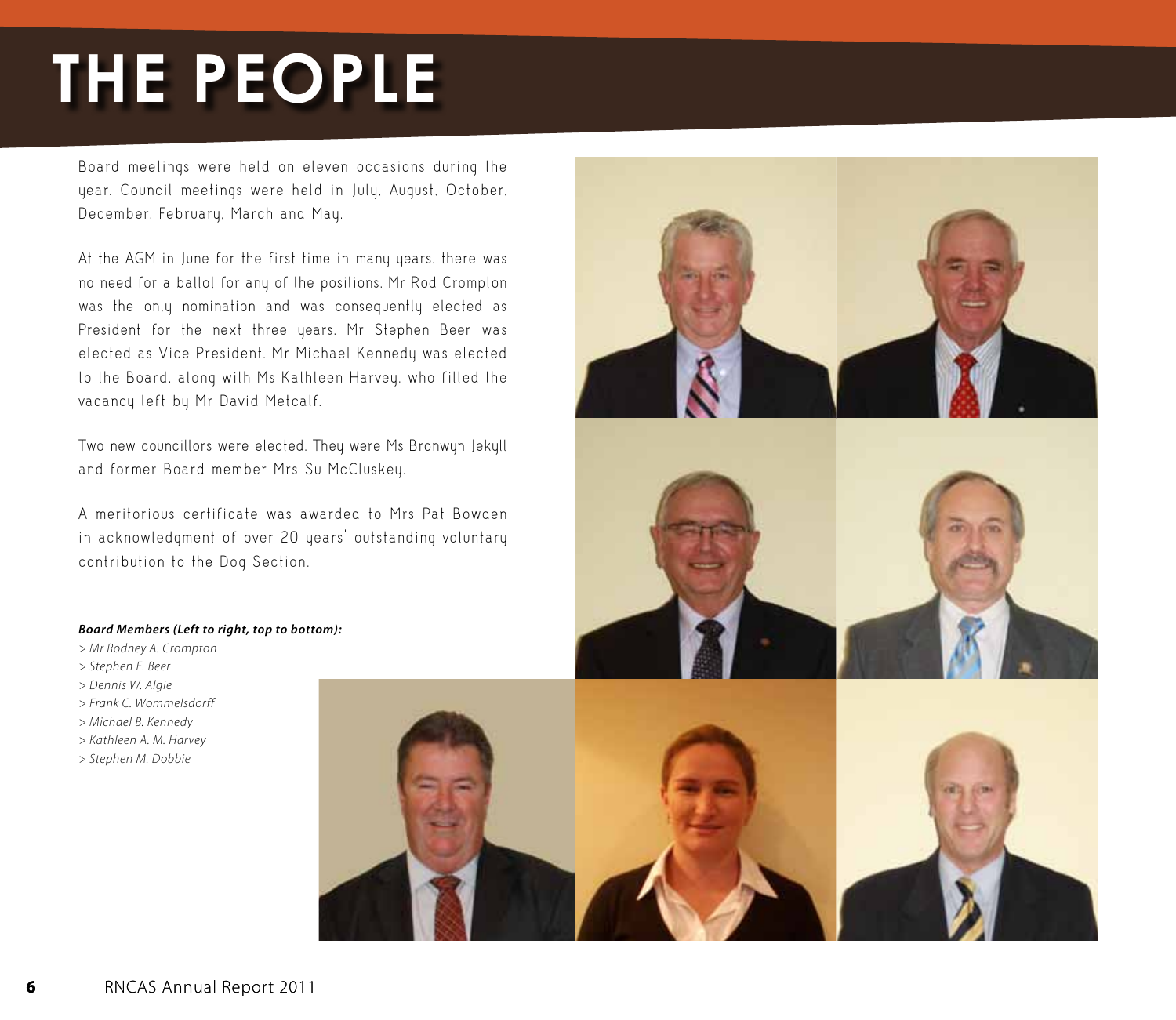# THE PEOPLE

Board meetings were held on eleven occasions during the year. Council meetings were held in July, August, October, December, February, March and May.

At the AGM in June for the first time in many years, there was no need for a ballot for any of the positions. Mr Rod Crompton was the only nomination and was consequently elected as President for the next three years. Mr Stephen Beer was elected as Vice President. Mr Michael Kennedy was elected to the Board, along with Ms Kathleen Harvey, who filled the vacancy left by Mr David Metcalf.

Two new councillors were elected. They were Ms Bronwyn Jekyll and former Board member Mrs Su McCluskey.

A meritorious certificate was awarded to Mrs Pat Bowden in acknowledgment of over 20 years' outstanding voluntary contribution to the Dog Section.

***Board Members (Left to right, top to bottom):***

*> Mr Rodney A. Crompton*
*> Stephen E. Beer*
*> Dennis W. Algie*
*> Frank C. Wommelsdorff*
*> Michael B. Kennedy*
*> Kathleen A. M. Harvey*
*> Stephen M. Dobbie*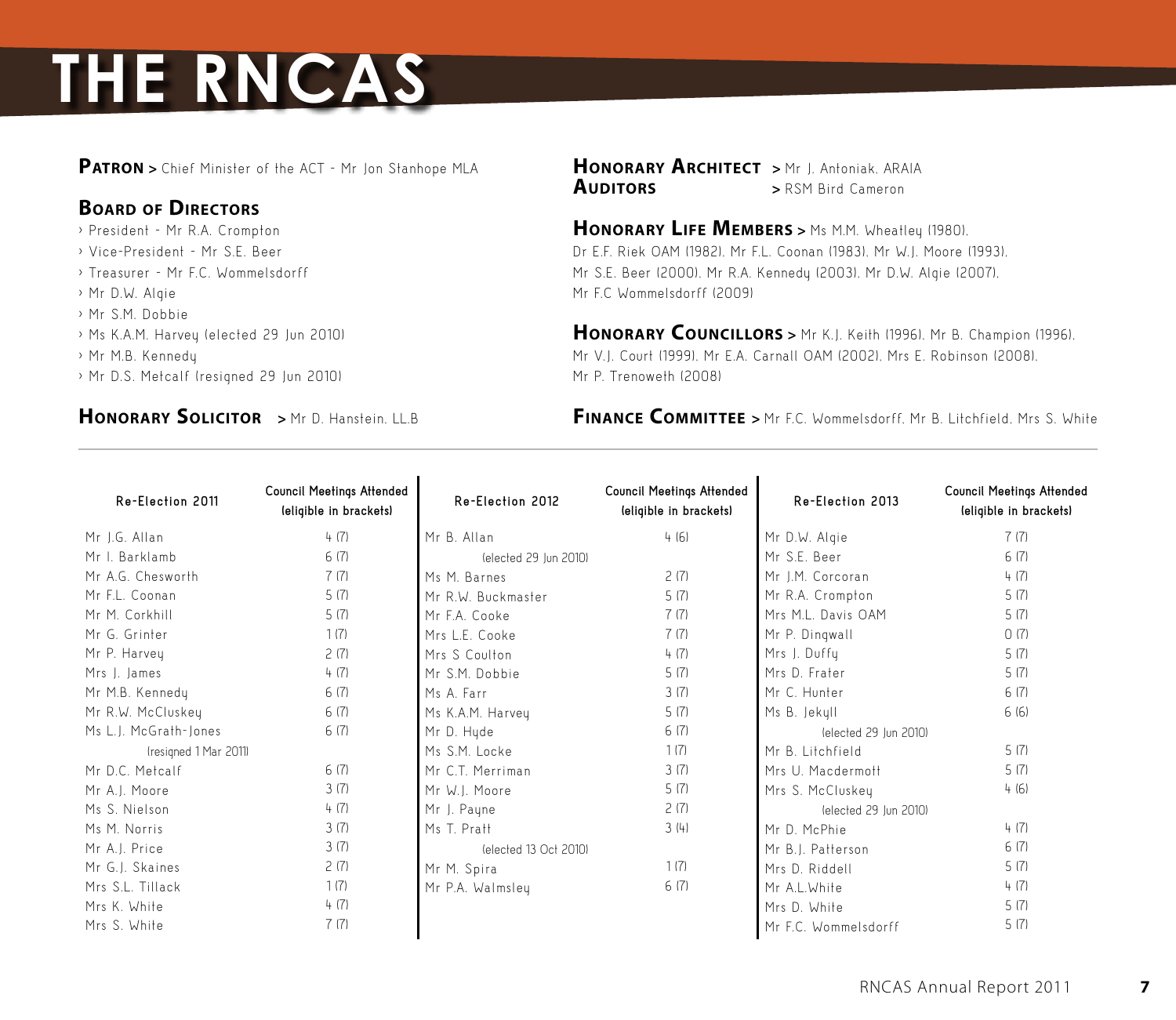# THE RNCAS

**PATRON** > Chief Minister of the ACT - Mr Jon Stanhope MLA

## BOARD OF DIRECTORS

- President - Mr R.A. Crompton
- Vice-President - Mr S.E. Beer
- Treasurer - Mr F.C. Wommelsdorff
- Mr D.W. Algie
- Mr S.M. Dobbie
- Ms K.A.M. Harvey (elected 29 Jun 2010)
- Mr M.B. Kennedy
- Mr D.S. Metcalf (resigned 29 Jun 2010)

**HONORARY SOLICITOR** > Mr D. Hanstein, LL.B

**HONORARY ARCHITECT** > Mr J. Antoniak, ARAIA

**AUDITORS** > RSM Bird Cameron

**HONORARY LIFE MEMBERS** > Ms M.M. Wheatley (1980), Dr E.F. Riek OAM (1982), Mr F.L. Coonan (1983), Mr W.J. Moore (1993), Mr S.E. Beer (2000), Mr R.A. Kennedy (2003), Mr D.W. Algie (2007), Mr F.C Wommelsdorff (2009)

**HONORARY COUNCILLORS** > Mr K.J. Keith (1996), Mr B. Champion (1996), Mr V.J. Court (1999), Mr E.A. Carnall OAM (2002), Mrs E. Robinson (2008), Mr P. Trenoweth (2008)

**FINANCE COMMITTEE** > Mr F.C. Wommelsdorff, Mr B. Litchfield, Mrs S. White

| Re-Election 2011 | Council Meetings Attended (eligible in brackets) |
|---|---|
| Mr J.G. Allan | 4 (7) |
| Mr I. Barklamb | 6 (7) |
| Mr A.G. Chesworth | 7 (7) |
| Mr F.L. Coonan | 5 (7) |
| Mr M. Corkhill | 5 (7) |
| Mr G. Grinter | 1 (7) |
| Mr P. Harvey | 2 (7) |
| Mrs J. James | 4 (7) |
| Mr M.B. Kennedy | 6 (7) |
| Mr R.W. McCluskey | 6 (7) |
| Ms L.J. McGrath-Jones (resigned 1 Mar 2011) | 6 (7) |
| Mr D.C. Metcalf | 6 (7) |
| Mr A.J. Moore | 3 (7) |
| Ms S. Nielson | 4 (7) |
| Ms M. Norris | 3 (7) |
| Mr A.J. Price | 3 (7) |
| Mr G.J. Skaines | 2 (7) |
| Mrs S.L. Tillack | 1 (7) |
| Mrs K. White | 4 (7) |
| Mrs S. White | 7 (7) |

| Re-Election 2012 | Council Meetings Attended (eligible in brackets) |
|---|---|
| Mr B. Allan (elected 29 Jun 2010) | 4 (6) |
| Ms M. Barnes | 2 (7) |
| Mr R.W. Buckmaster | 5 (7) |
| Mr F.A. Cooke | 7 (7) |
| Mrs L.E. Cooke | 7 (7) |
| Mrs S Coulton | 4 (7) |
| Mr S.M. Dobbie | 5 (7) |
| Ms A. Farr | 3 (7) |
| Ms K.A.M. Harvey | 5 (7) |
| Mr D. Hyde | 6 (7) |
| Ms S.M. Locke | 1 (7) |
| Mr C.T. Merriman | 3 (7) |
| Mr W.J. Moore | 5 (7) |
| Mr J. Payne | 2 (7) |
| Ms T. Pratt (elected 13 Oct 2010) | 3 (4) |
| Mr M. Spira | 1 (7) |
| Mr P.A. Walmsley | 6 (7) |

| Re-Election 2013 | Council Meetings Attended (eligible in brackets) |
|---|---|
| Mr D.W. Algie | 7 (7) |
| Mr S.E. Beer | 6 (7) |
| Mr J.M. Corcoran | 4 (7) |
| Mr R.A. Crompton | 5 (7) |
| Mrs M.L. Davis OAM | 5 (7) |
| Mr P. Dingwall | 0 (7) |
| Mrs J. Duffy | 5 (7) |
| Mrs D. Frater | 5 (7) |
| Mr C. Hunter | 6 (7) |
| Ms B. Jekyll (elected 29 Jun 2010) | 6 (6) |
| Mr B. Litchfield | 5 (7) |
| Mrs U. Macdermott | 5 (7) |
| Mrs S. McCluskey (elected 29 Jun 2010) | 4 (6) |
| Mr D. McPhie | 4 (7) |
| Mr B.J. Patterson | 6 (7) |
| Mrs D. Riddell | 5 (7) |
| Mr A.L.White | 4 (7) |
| Mrs D. White | 5 (7) |
| Mr F.C. Wommelsdorff | 5 (7) |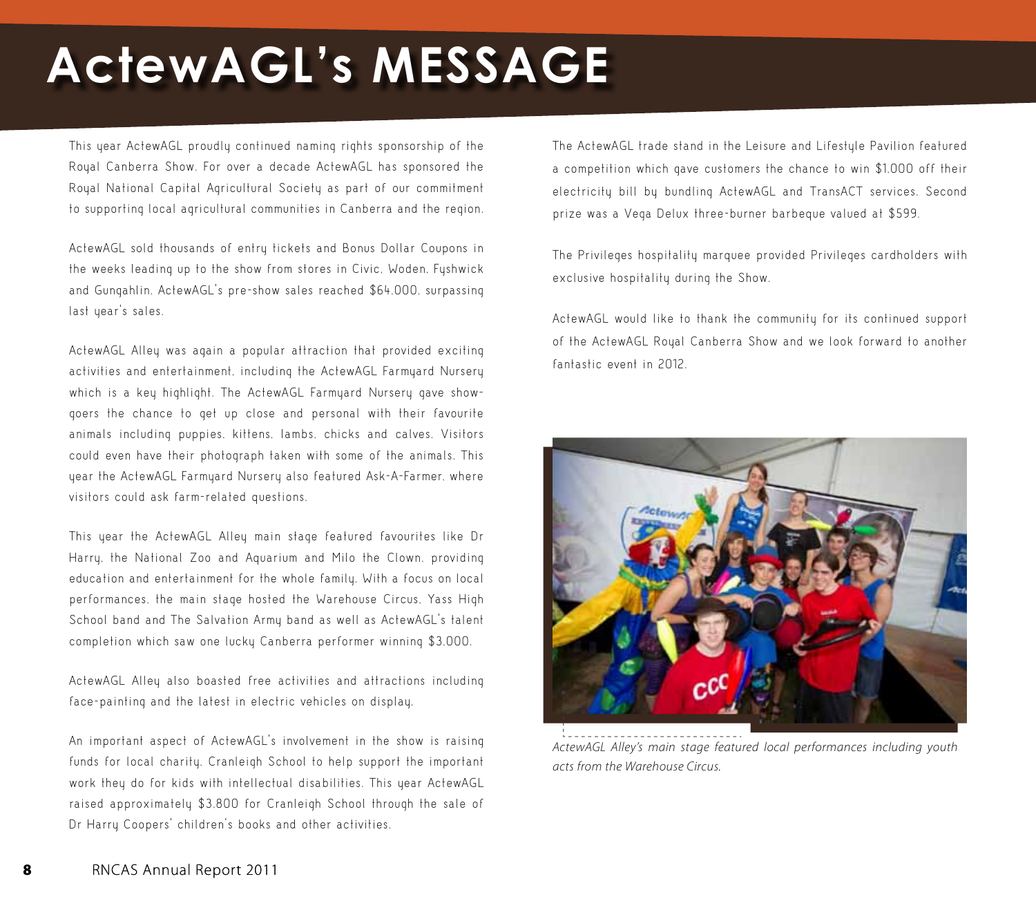# ActewAGL's MESSAGE

This year ActewAGL proudly continued naming rights sponsorship of the Royal Canberra Show. For over a decade ActewAGL has sponsored the Royal National Capital Agricultural Society as part of our commitment to supporting local agricultural communities in Canberra and the region.

ActewAGL sold thousands of entry tickets and Bonus Dollar Coupons in the weeks leading up to the show from stores in Civic, Woden, Fyshwick and Gungahlin. ActewAGL's pre-show sales reached $64,000, surpassing last year's sales.

ActewAGL Alley was again a popular attraction that provided exciting activities and entertainment, including the ActewAGL Farmyard Nursery which is a key highlight. The ActewAGL Farmyard Nursery gave show-goers the chance to get up close and personal with their favourite animals including puppies, kittens, lambs, chicks and calves. Visitors could even have their photograph taken with some of the animals. This year the ActewAGL Farmyard Nursery also featured Ask-A-Farmer, where visitors could ask farm-related questions.

This year the ActewAGL Alley main stage featured favourites like Dr Harry, the National Zoo and Aquarium and Milo the Clown, providing education and entertainment for the whole family. With a focus on local performances, the main stage hosted the Warehouse Circus, Yass High School band and The Salvation Army band as well as ActewAGL's talent completion which saw one lucky Canberra performer winning $3,000.

ActewAGL Alley also boasted free activities and attractions including face-painting and the latest in electric vehicles on display.

An important aspect of ActewAGL's involvement in the show is raising funds for local charity, Cranleigh School to help support the important work they do for kids with intellectual disabilities. This year ActewAGL raised approximately $3,800 for Cranleigh School through the sale of Dr Harry Coopers' children's books and other activities.

The ActewAGL trade stand in the Leisure and Lifestyle Pavilion featured a competition which gave customers the chance to win $1,000 off their electricity bill by bundling ActewAGL and TransACT services. Second prize was a Vega Delux three-burner barbeque valued at $599.

The Privileges hospitality marquee provided Privileges cardholders with exclusive hospitality during the Show.

ActewAGL would like to thank the community for its continued support of the ActewAGL Royal Canberra Show and we look forward to another fantastic event in 2012.

*ActewAGL Alley's main stage featured local performances including youth acts from the Warehouse Circus.*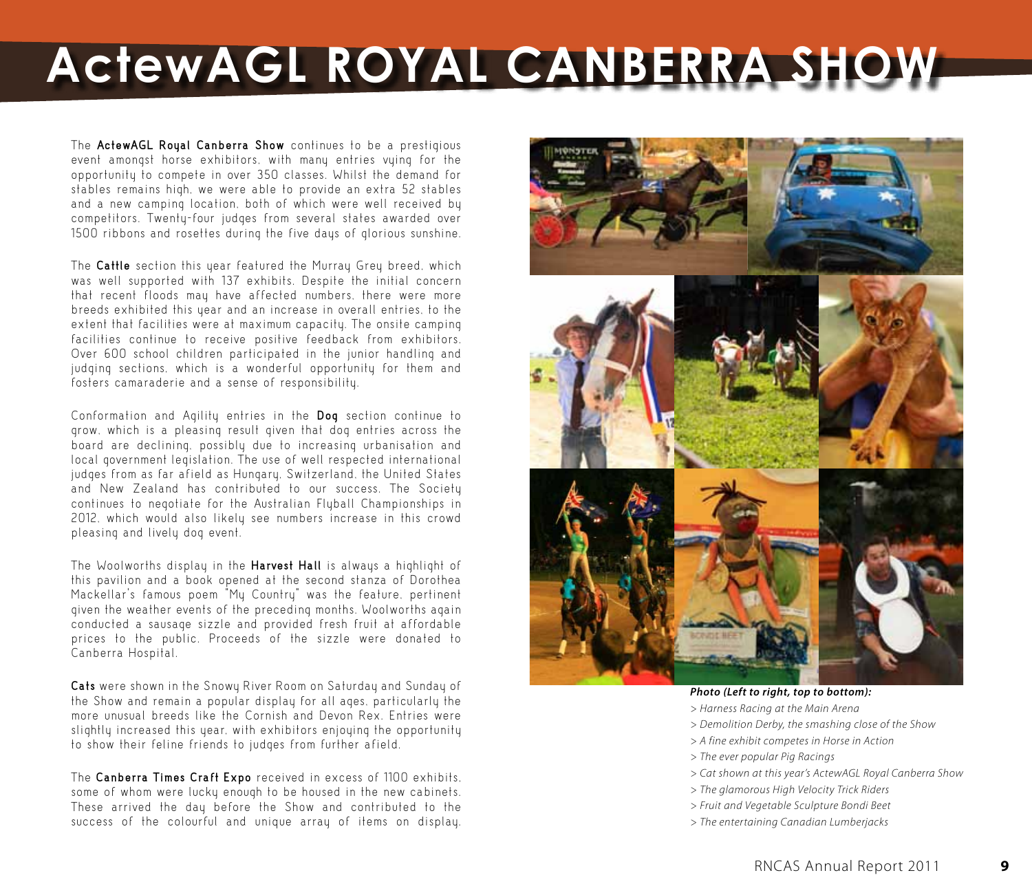# ActewAGL ROYAL CANBERRA SHOW

The **ActewAGL Royal Canberra Show** continues to be a prestigious event amongst horse exhibitors, with many entries vying for the opportunity to compete in over 350 classes. Whilst the demand for stables remains high, we were able to provide an extra 52 stables and a new camping location, both of which were well received by competitors. Twenty-four judges from several states awarded over 1500 ribbons and rosettes during the five days of glorious sunshine.

The **Cattle** section this year featured the Murray Grey breed, which was well supported with 137 exhibits. Despite the initial concern that recent floods may have affected numbers, there were more breeds exhibited this year and an increase in overall entries, to the extent that facilities were at maximum capacity. The onsite camping facilities continue to receive positive feedback from exhibitors. Over 600 school children participated in the junior handling and judging sections, which is a wonderful opportunity for them and fosters camaraderie and a sense of responsibility.

Conformation and Agility entries in the **Dog** section continue to grow, which is a pleasing result given that dog entries across the board are declining, possibly due to increasing urbanisation and local government legislation. The use of well respected international judges from as far afield as Hungary, Switzerland, the United States and New Zealand has contributed to our success. The Society continues to negotiate for the Australian Flyball Championships in 2012, which would also likely see numbers increase in this crowd pleasing and lively dog event.

The Woolworths display in the **Harvest Hall** is always a highlight of this pavilion and a book opened at the second stanza of Dorothea Mackellar's famous poem "My Country" was the feature, pertinent given the weather events of the preceding months. Woolworths again conducted a sausage sizzle and provided fresh fruit at affordable prices to the public. Proceeds of the sizzle were donated to Canberra Hospital.

**Cats** were shown in the Snowy River Room on Saturday and Sunday of the Show and remain a popular display for all ages, particularly the more unusual breeds like the Cornish and Devon Rex. Entries were slightly increased this year, with exhibitors enjoying the opportunity to show their feline friends to judges from further afield.

The **Canberra Times Craft Expo** received in excess of 1100 exhibits, some of whom were lucky enough to be housed in the new cabinets. These arrived the day before the Show and contributed to the success of the colourful and unique array of items on display.

***Photo (Left to right, top to bottom):***

*> Harness Racing at the Main Arena*
*> Demolition Derby, the smashing close of the Show*
*> A fine exhibit competes in Horse in Action*
*> The ever popular Pig Racings*
*> Cat shown at this year's ActewAGL Royal Canberra Show*
*> The glamorous High Velocity Trick Riders*
*> Fruit and Vegetable Sculpture Bondi Beet*
*> The entertaining Canadian Lumberjacks*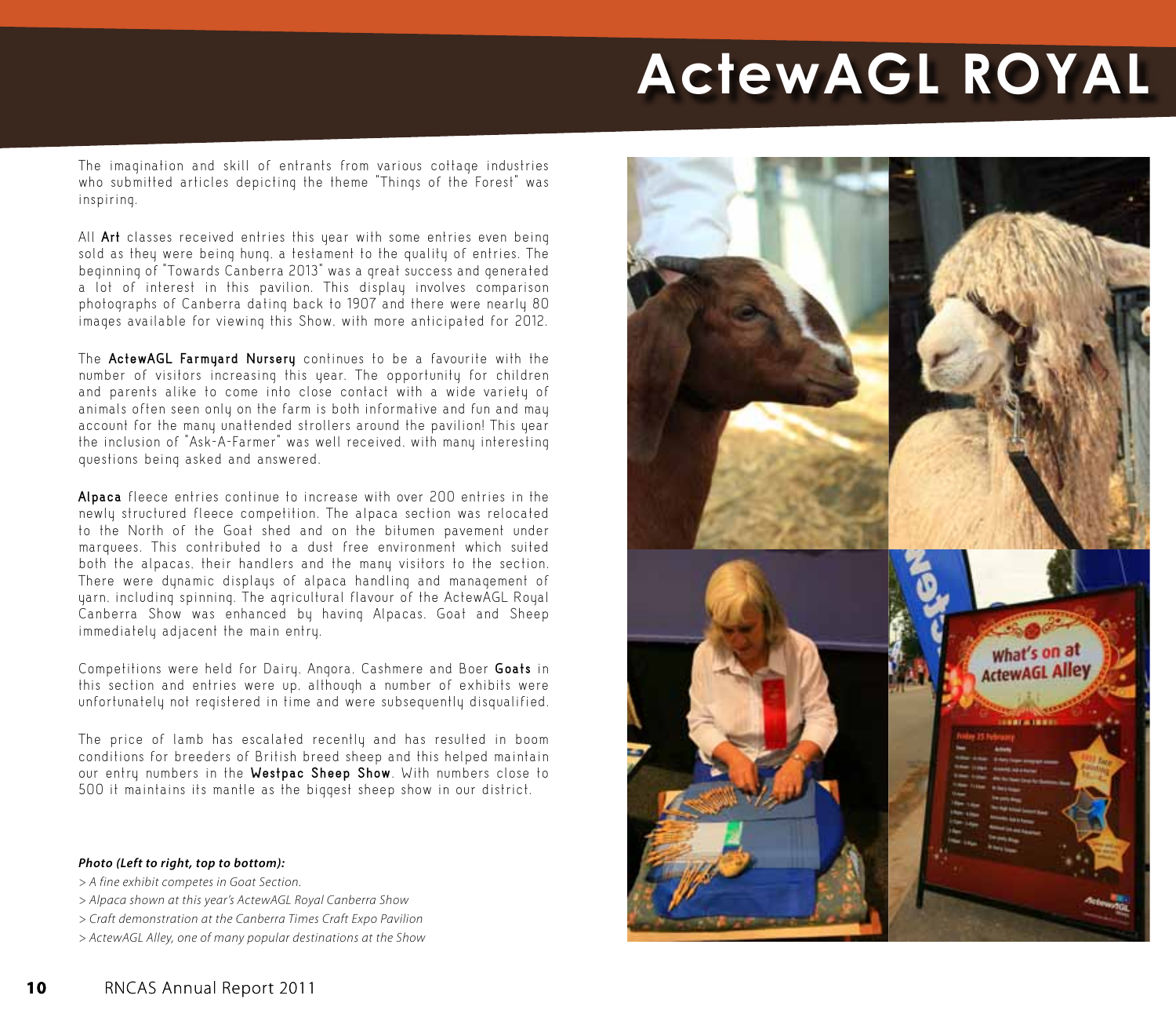# ActewAGL ROYAL

The imagination and skill of entrants from various cottage industries who submitted articles depicting the theme "Things of the Forest" was inspiring.

All **Art** classes received entries this year with some entries even being sold as they were being hung, a testament to the quality of entries. The beginning of "Towards Canberra 2013" was a great success and generated a lot of interest in this pavilion. This display involves comparison photographs of Canberra dating back to 1907 and there were nearly 80 images available for viewing this Show, with more anticipated for 2012.

The **ActewAGL Farmyard Nursery** continues to be a favourite with the number of visitors increasing this year. The opportunity for children and parents alike to come into close contact with a wide variety of animals often seen only on the farm is both informative and fun and may account for the many unattended strollers around the pavilion! This year the inclusion of "Ask-A-Farmer" was well received, with many interesting questions being asked and answered.

**Alpaca** fleece entries continue to increase with over 200 entries in the newly structured fleece competition. The alpaca section was relocated to the North of the Goat shed and on the bitumen pavement under marquees. This contributed to a dust free environment which suited both the alpacas, their handlers and the many visitors to the section. There were dynamic displays of alpaca handling and management of yarn, including spinning. The agricultural flavour of the ActewAGL Royal Canberra Show was enhanced by having Alpacas, Goat and Sheep immediately adjacent the main entry.

Competitions were held for Dairy, Angora, Cashmere and Boer **Goats** in this section and entries were up, although a number of exhibits were unfortunately not registered in time and were subsequently disqualified.

The price of lamb has escalated recently and has resulted in boom conditions for breeders of British breed sheep and this helped maintain our entry numbers in the **Westpac Sheep Show**. With numbers close to 500 it maintains its mantle as the biggest sheep show in our district.

***Photo (Left to right, top to bottom):***

*> A fine exhibit competes in Goat Section.*

*> Alpaca shown at this year's ActewAGL Royal Canberra Show*

*> Craft demonstration at the Canberra Times Craft Expo Pavilion*

*> ActewAGL Alley, one of many popular destinations at the Show*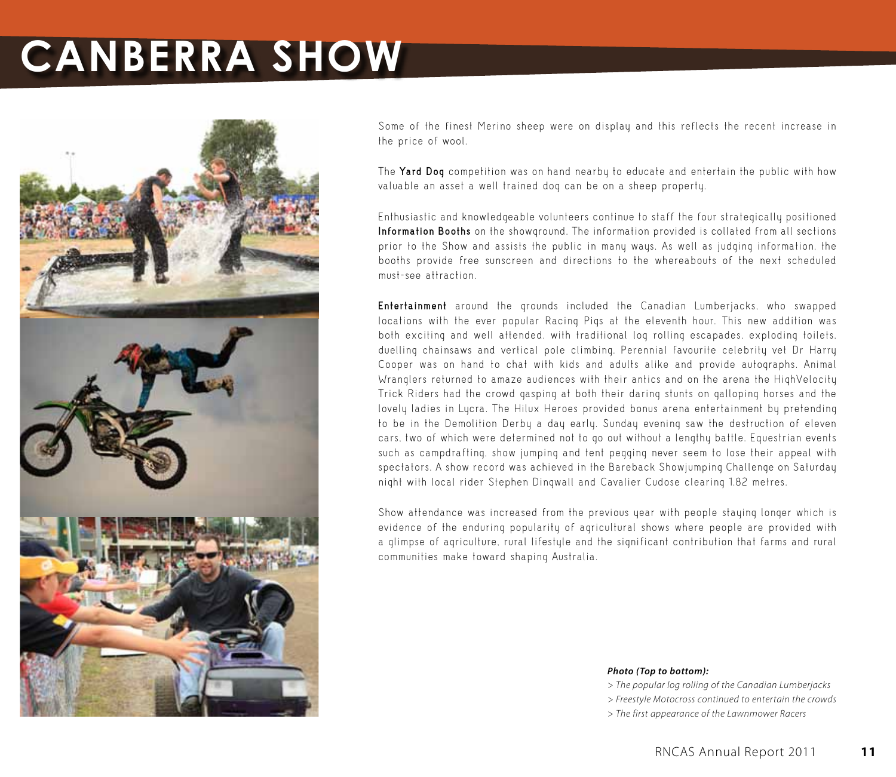# CANBERRA SHOW

Some of the finest Merino sheep were on display and this reflects the recent increase in the price of wool.

The **Yard Dog** competition was on hand nearby to educate and entertain the public with how valuable an asset a well trained dog can be on a sheep property.

Enthusiastic and knowledgeable volunteers continue to staff the four strategically positioned **Information Booths** on the showground. The information provided is collated from all sections prior to the Show and assists the public in many ways. As well as judging information, the booths provide free sunscreen and directions to the whereabouts of the next scheduled must-see attraction.

**Entertainment** around the grounds included the Canadian Lumberjacks, who swapped locations with the ever popular Racing Pigs at the eleventh hour. This new addition was both exciting and well attended, with traditional log rolling escapades, exploding toilets, duelling chainsaws and vertical pole climbing. Perennial favourite celebrity vet Dr Harry Cooper was on hand to chat with kids and adults alike and provide autographs. Animal Wranglers returned to amaze audiences with their antics and on the arena the HighVelocity Trick Riders had the crowd gasping at both their daring stunts on galloping horses and the lovely ladies in Lycra. The Hilux Heroes provided bonus arena entertainment by pretending to be in the Demolition Derby a day early. Sunday evening saw the destruction of eleven cars, two of which were determined not to go out without a lengthy battle. Equestrian events such as campdrafting, show jumping and tent pegging never seem to lose their appeal with spectators. A show record was achieved in the Bareback Showjumping Challenge on Saturday night with local rider Stephen Dingwall and Cavalier Cudose clearing 1.82 metres.

Show attendance was increased from the previous year with people staying longer which is evidence of the enduring popularity of agricultural shows where people are provided with a glimpse of agriculture, rural lifestyle and the significant contribution that farms and rural communities make toward shaping Australia.

***Photo (Top to bottom):***

*> The popular log rolling of the Canadian Lumberjacks*

*> Freestyle Motocross continued to entertain the crowds*

*> The first appearance of the Lawnmower Racers*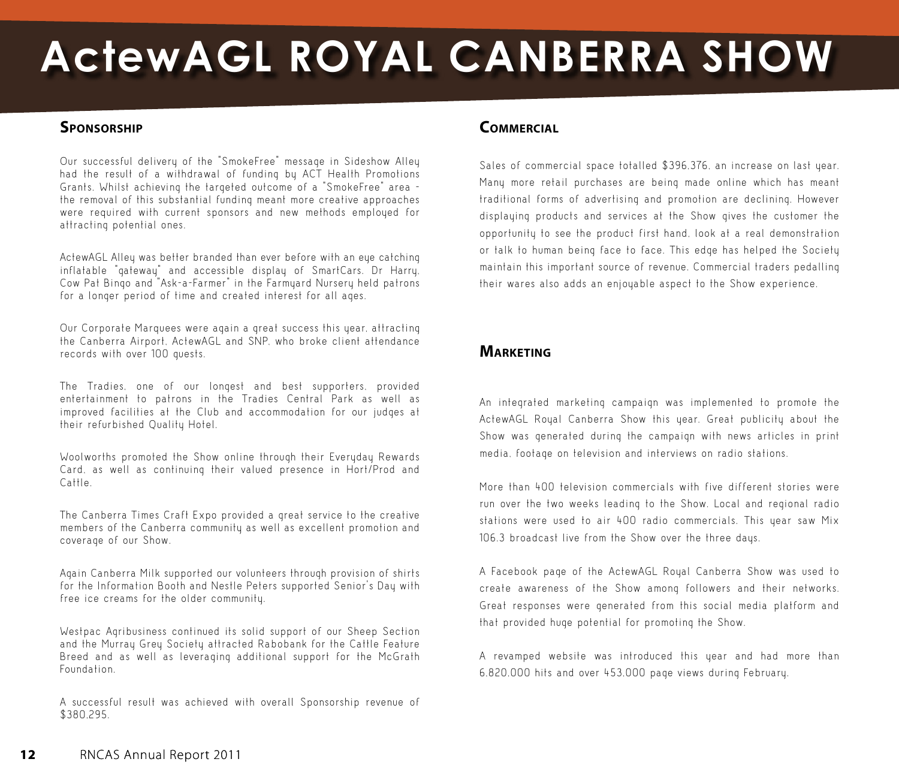# ActewAGL ROYAL CANBERRA SHOW

## Sponsorship

Our successful delivery of the "SmokeFree" message in Sideshow Alley had the result of a withdrawal of funding by ACT Health Promotions Grants. Whilst achieving the targeted outcome of a "SmokeFree" area - the removal of this substantial funding meant more creative approaches were required with current sponsors and new methods employed for attracting potential ones.

ActewAGL Alley was better branded than ever before with an eye catching inflatable "gateway" and accessible display of SmartCars. Dr Harry, Cow Pat Bingo and "Ask-a-Farmer" in the Farmyard Nursery held patrons for a longer period of time and created interest for all ages.

Our Corporate Marquees were again a great success this year, attracting the Canberra Airport, ActewAGL and SNP, who broke client attendance records with over 100 guests.

The Tradies, one of our longest and best supporters, provided entertainment to patrons in the Tradies Central Park as well as improved facilities at the Club and accommodation for our judges at their refurbished Quality Hotel.

Woolworths promoted the Show online through their Everyday Rewards Card, as well as continuing their valued presence in Hort/Prod and Cattle.

The Canberra Times Craft Expo provided a great service to the creative members of the Canberra community as well as excellent promotion and coverage of our Show.

Again Canberra Milk supported our volunteers through provision of shirts for the Information Booth and Nestle Peters supported Senior's Day with free ice creams for the older community.

Westpac Agribusiness continued its solid support of our Sheep Section and the Murray Grey Society attracted Rabobank for the Cattle Feature Breed and as well as leveraging additional support for the McGrath Foundation.

A successful result was achieved with overall Sponsorship revenue of $380,295.

## Commercial

Sales of commercial space totalled $396,376, an increase on last year. Many more retail purchases are being made online which has meant traditional forms of advertising and promotion are declining. However displaying products and services at the Show gives the customer the opportunity to see the product first hand, look at a real demonstration or talk to human being face to face. This edge has helped the Society maintain this important source of revenue. Commercial traders pedalling their wares also adds an enjoyable aspect to the Show experience.

## Marketing

An integrated marketing campaign was implemented to promote the ActewAGL Royal Canberra Show this year. Great publicity about the Show was generated during the campaign with news articles in print media, footage on television and interviews on radio stations.

More than 400 television commercials with five different stories were run over the two weeks leading to the Show. Local and regional radio stations were used to air 400 radio commercials. This year saw Mix 106.3 broadcast live from the Show over the three days.

A Facebook page of the ActewAGL Royal Canberra Show was used to create awareness of the Show among followers and their networks. Great responses were generated from this social media platform and that provided huge potential for promoting the Show.

A revamped website was introduced this year and had more than 6,820,000 hits and over 453,000 page views during February.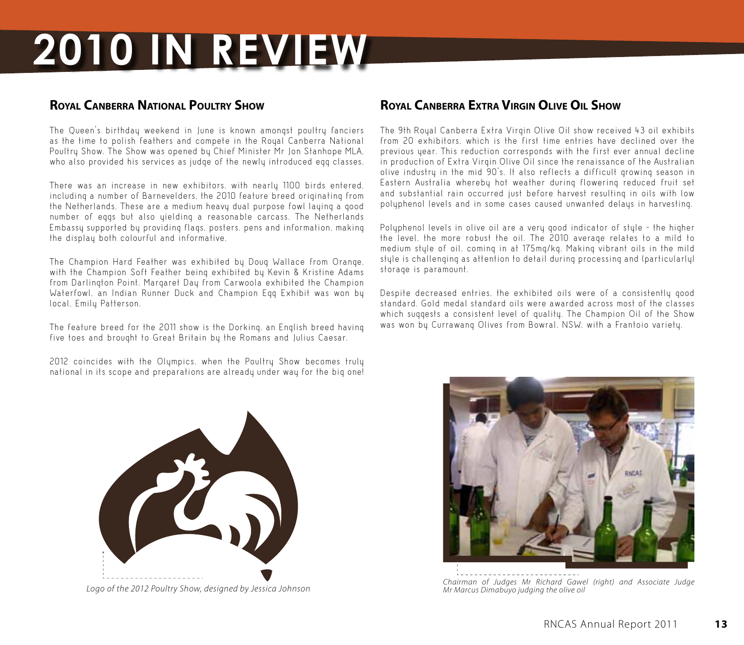# 2010 IN REVIEW

## Royal Canberra National Poultry Show

The Queen's birthday weekend in June is known amongst poultry fanciers as the time to polish feathers and compete in the Royal Canberra National Poultry Show. The Show was opened by Chief Minister Mr Jon Stanhope MLA, who also provided his services as judge of the newly introduced egg classes.

There was an increase in new exhibitors, with nearly 1100 birds entered, including a number of Barnevelders, the 2010 feature breed originating from the Netherlands. These are a medium heavy dual purpose fowl laying a good number of eggs but also yielding a reasonable carcass. The Netherlands Embassy supported by providing flags, posters, pens and information, making the display both colourful and informative.

The Champion Hard Feather was exhibited by Doug Wallace from Orange, with the Champion Soft Feather being exhibited by Kevin & Kristine Adams from Darlington Point. Margaret Day from Carwoola exhibited the Champion Waterfowl, an Indian Runner Duck and Champion Egg Exhibit was won by local, Emily Patterson.

The feature breed for the 2011 show is the Dorking, an English breed having five toes and brought to Great Britain by the Romans and Julius Caesar.

2012 coincides with the Olympics, when the Poultry Show becomes truly national in its scope and preparations are already under way for the big one!

*Logo of the 2012 Poultry Show, designed by Jessica Johnson*

## Royal Canberra Extra Virgin Olive Oil Show

The 9th Royal Canberra Extra Virgin Olive Oil show received 43 oil exhibits from 20 exhibitors, which is the first time entries have declined over the previous year. This reduction corresponds with the first ever annual decline in production of Extra Virgin Olive Oil since the renaissance of the Australian olive industry in the mid 90's. It also reflects a difficult growing season in Eastern Australia whereby hot weather during flowering reduced fruit set and substantial rain occurred just before harvest resulting in oils with low polyphenol levels and in some cases caused unwanted delays in harvesting.

Polyphenol levels in olive oil are a very good indicator of style - the higher the level, the more robust the oil. The 2010 average relates to a mild to medium style of oil, coming in at 175mg/kg. Making vibrant oils in the mild style is challenging as attention to detail during processing and (particularly) storage is paramount.

Despite decreased entries, the exhibited oils were of a consistently good standard. Gold medal standard oils were awarded across most of the classes which suggests a consistent level of quality. The Champion Oil of the Show was won by Currawang Olives from Bowral, NSW, with a Frantoio variety.

*Chairman of Judges Mr Richard Gawel (right) and Associate Judge Mr Marcus Dimabuyo judging the olive oil*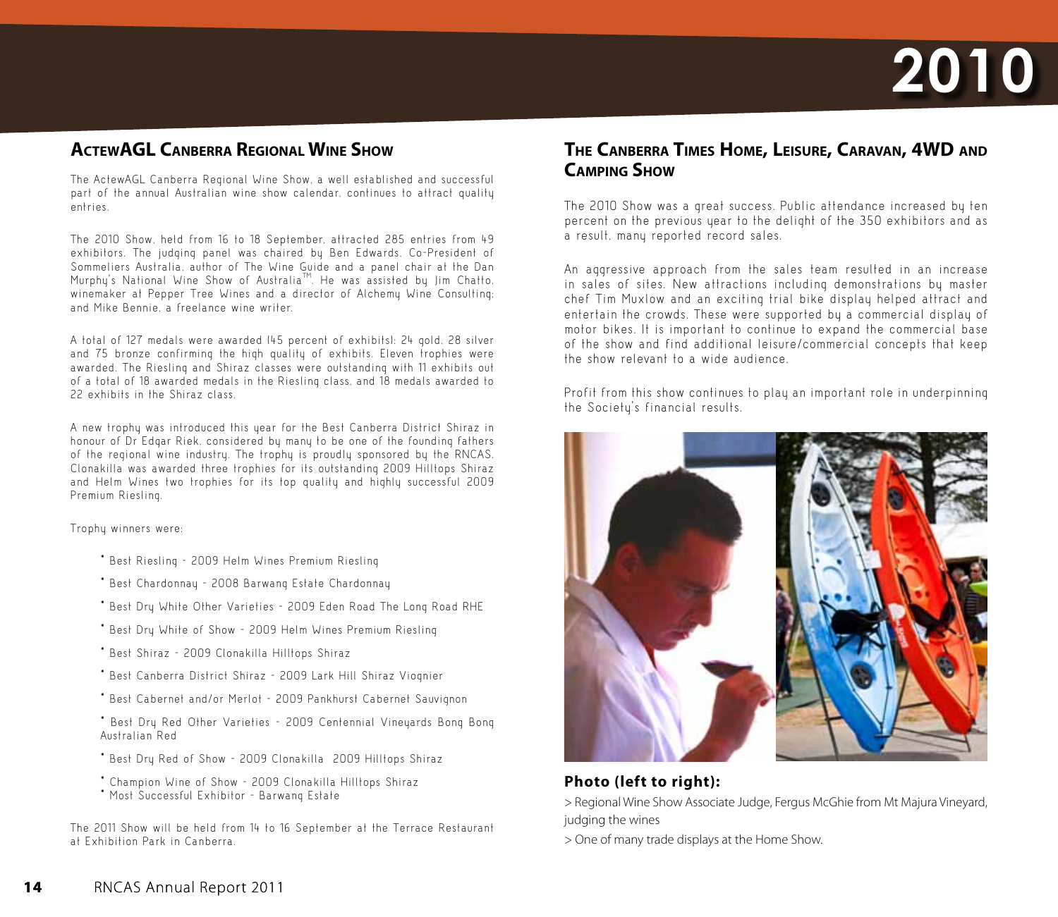# 2010

## ActewAGL Canberra Regional Wine Show

The ActewAGL Canberra Regional Wine Show, a well established and successful part of the annual Australian wine show calendar, continues to attract quality entries.

The 2010 Show, held from 16 to 18 September, attracted 285 entries from 49 exhibitors. The judging panel was chaired by Ben Edwards, Co-President of Sommeliers Australia, author of The Wine Guide and a panel chair at the Dan Murphy's National Wine Show of Australia™. He was assisted by Jim Chatto, winemaker at Pepper Tree Wines and a director of Alchemy Wine Consulting; and Mike Bennie, a freelance wine writer.

A total of 127 medals were awarded (45 percent of exhibits); 24 gold, 28 silver and 75 bronze confirming the high quality of exhibits. Eleven trophies were awarded. The Riesling and Shiraz classes were outstanding with 11 exhibits out of a total of 18 awarded medals in the Riesling class, and 18 medals awarded to 22 exhibits in the Shiraz class.

A new trophy was introduced this year for the Best Canberra District Shiraz in honour of Dr Edgar Riek, considered by many to be one of the founding fathers of the regional wine industry. The trophy is proudly sponsored by the RNCAS. Clonakilla was awarded three trophies for its outstanding 2009 Hilltops Shiraz and Helm Wines two trophies for its top quality and highly successful 2009 Premium Riesling.

Trophy winners were:

- Best Riesling - 2009 Helm Wines Premium Riesling
- Best Chardonnay - 2008 Barwang Estate Chardonnay
- Best Dry White Other Varieties - 2009 Eden Road The Long Road RHE
- Best Dry White of Show - 2009 Helm Wines Premium Riesling
- Best Shiraz - 2009 Clonakilla Hilltops Shiraz
- Best Canberra District Shiraz - 2009 Lark Hill Shiraz Viognier
- Best Cabernet and/or Merlot - 2009 Pankhurst Cabernet Sauvignon
- Best Dry Red Other Varieties - 2009 Centennial Vineyards Bong Bong Australian Red
- Best Dry Red of Show - 2009 Clonakilla 2009 Hilltops Shiraz
- Champion Wine of Show - 2009 Clonakilla Hilltops Shiraz
- Most Successful Exhibitor - Barwang Estate

The 2011 Show will be held from 14 to 16 September at the Terrace Restaurant at Exhibition Park in Canberra.

## The Canberra Times Home, Leisure, Caravan, 4WD and Camping Show

The 2010 Show was a great success. Public attendance increased by ten percent on the previous year to the delight of the 350 exhibitors and as a result, many reported record sales.

An aggressive approach from the sales team resulted in an increase in sales of sites. New attractions including demonstrations by master chef Tim Muxlow and an exciting trial bike display helped attract and entertain the crowds. These were supported by a commercial display of motor bikes. It is important to continue to expand the commercial base of the show and find additional leisure/commercial concepts that keep the show relevant to a wide audience.

Profit from this show continues to play an important role in underpinning the Society's financial results.

**Photo (left to right):**

> Regional Wine Show Associate Judge, Fergus McGhie from Mt Majura Vineyard, judging the wines

> One of many trade displays at the Home Show.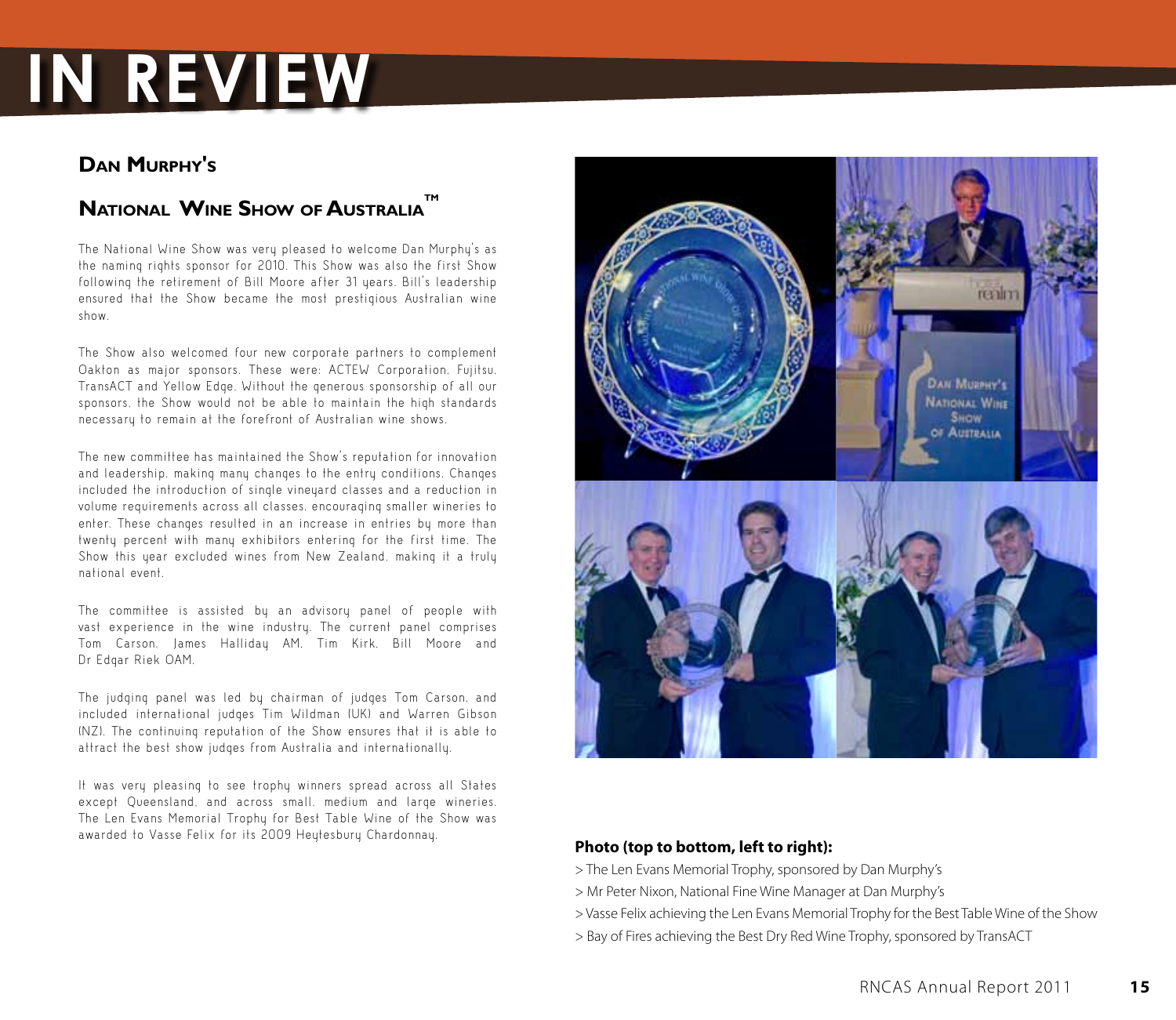# IN REVIEW

## Dan Murphy's National Wine Show of Australia™

The National Wine Show was very pleased to welcome Dan Murphy's as the naming rights sponsor for 2010. This Show was also the first Show following the retirement of Bill Moore after 31 years. Bill's leadership ensured that the Show became the most prestigious Australian wine show.

The Show also welcomed four new corporate partners to complement Oakton as major sponsors. These were: ACTEW Corporation, Fujitsu, TransACT and Yellow Edge. Without the generous sponsorship of all our sponsors, the Show would not be able to maintain the high standards necessary to remain at the forefront of Australian wine shows.

The new committee has maintained the Show's reputation for innovation and leadership, making many changes to the entry conditions. Changes included the introduction of single vineyard classes and a reduction in volume requirements across all classes, encouraging smaller wineries to enter. These changes resulted in an increase in entries by more than twenty percent with many exhibitors entering for the first time. The Show this year excluded wines from New Zealand, making it a truly national event.

The committee is assisted by an advisory panel of people with vast experience in the wine industry. The current panel comprises Tom Carson, James Halliday AM, Tim Kirk, Bill Moore and Dr Edgar Riek OAM.

The judging panel was led by chairman of judges Tom Carson, and included international judges Tim Wildman (UK) and Warren Gibson (NZ). The continuing reputation of the Show ensures that it is able to attract the best show judges from Australia and internationally.

It was very pleasing to see trophy winners spread across all States except Queensland, and across small, medium and large wineries. The Len Evans Memorial Trophy for Best Table Wine of the Show was awarded to Vasse Felix for its 2009 Heytesbury Chardonnay.

**Photo (top to bottom, left to right):**

> The Len Evans Memorial Trophy, sponsored by Dan Murphy's

> Mr Peter Nixon, National Fine Wine Manager at Dan Murphy's

> Vasse Felix achieving the Len Evans Memorial Trophy for the Best Table Wine of the Show

> Bay of Fires achieving the Best Dry Red Wine Trophy, sponsored by TransACT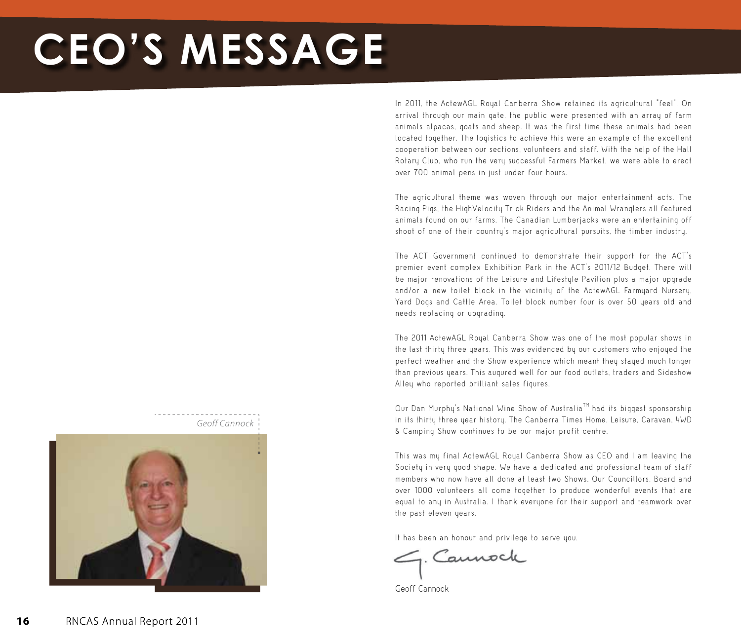# CEO'S MESSAGE

In 2011, the ActewAGL Royal Canberra Show retained its agricultural "feel". On arrival through our main gate, the public were presented with an array of farm animals alpacas, goats and sheep. It was the first time these animals had been located together. The logistics to achieve this were an example of the excellent cooperation between our sections, volunteers and staff. With the help of the Hall Rotary Club, who run the very successful Farmers Market, we were able to erect over 700 animal pens in just under four hours.

The agricultural theme was woven through our major entertainment acts. The Racing Pigs, the HighVelocity Trick Riders and the Animal Wranglers all featured animals found on our farms. The Canadian Lumberjacks were an entertaining off shoot of one of their country's major agricultural pursuits, the timber industry.

The ACT Government continued to demonstrate their support for the ACT's premier event complex Exhibition Park in the ACT's 2011/12 Budget. There will be major renovations of the Leisure and Lifestyle Pavilion plus a major upgrade and/or a new toilet block in the vicinity of the ActewAGL Farmyard Nursery, Yard Dogs and Cattle Area. Toilet block number four is over 50 years old and needs replacing or upgrading.

The 2011 ActewAGL Royal Canberra Show was one of the most popular shows in the last thirty three years. This was evidenced by our customers who enjoyed the perfect weather and the Show experience which meant they stayed much longer than previous years. This augured well for our food outlets, traders and Sideshow Alley who reported brilliant sales figures.

Our Dan Murphy's National Wine Show of Australia™ had its biggest sponsorship in its thirty three year history. The Canberra Times Home, Leisure, Caravan, 4WD & Camping Show continues to be our major profit centre.

This was my final ActewAGL Royal Canberra Show as CEO and I am leaving the Society in very good shape. We have a dedicated and professional team of staff members who now have all done at least two Shows. Our Councillors, Board and over 1000 volunteers all come together to produce wonderful events that are equal to any in Australia. I thank everyone for their support and teamwork over the past eleven years.

It has been an honour and privilege to serve you.

G. Cannock

Geoff Cannock

*Geoff Cannock*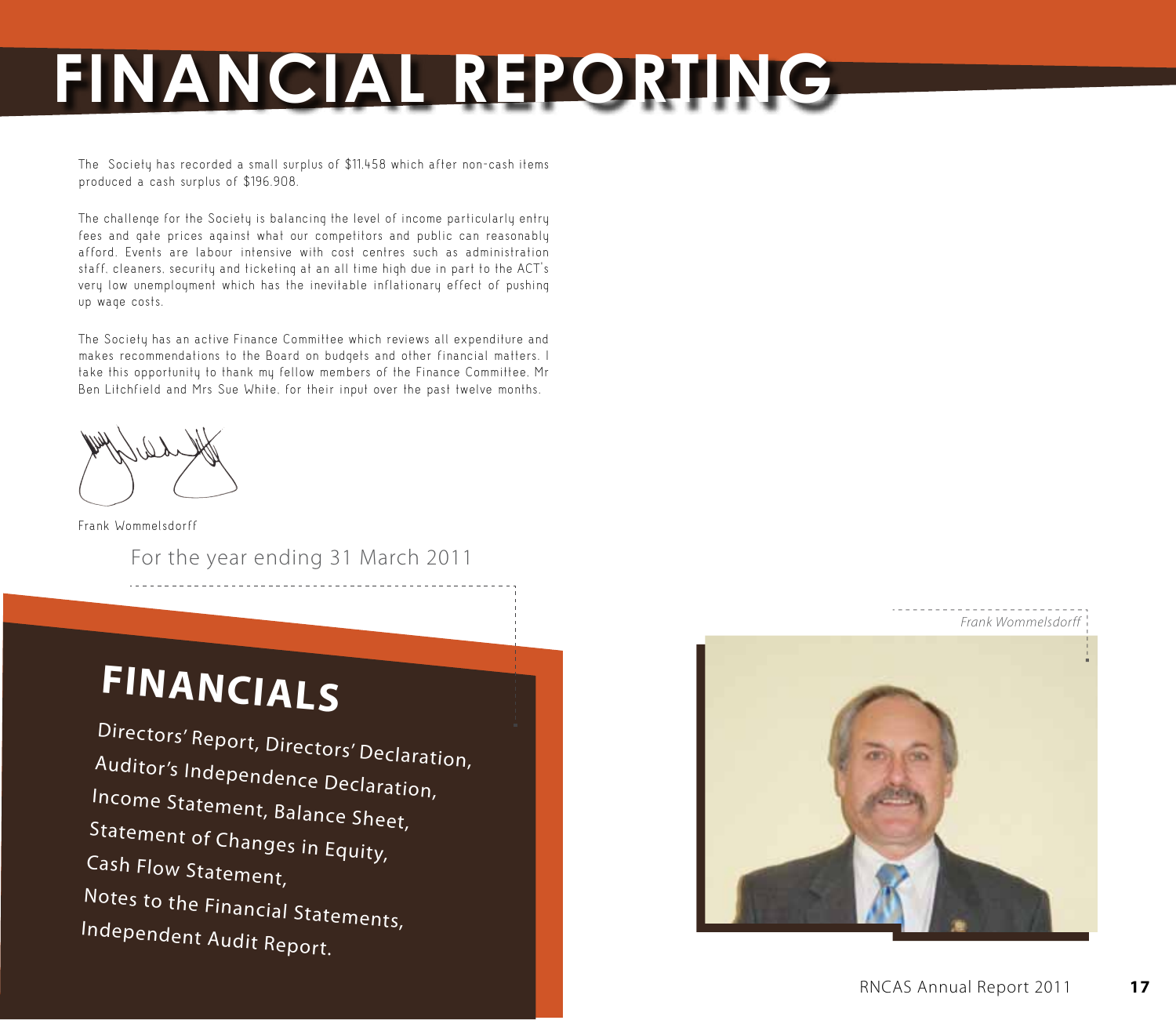# FINANCIAL REPORTING

The Society has recorded a small surplus of $11,458 which after non-cash items produced a cash surplus of $196,908.

The challenge for the Society is balancing the level of income particularly entry fees and gate prices against what our competitors and public can reasonably afford. Events are labour intensive with cost centres such as administration staff, cleaners, security and ticketing at an all time high due in part to the ACT's very low unemployment which has the inevitable inflationary effect of pushing up wage costs.

The Society has an active Finance Committee which reviews all expenditure and makes recommendations to the Board on budgets and other financial matters. I take this opportunity to thank my fellow members of the Finance Committee, Mr Ben Litchfield and Mrs Sue White, for their input over the past twelve months.

Frank Wommelsdorff

For the year ending 31 March 2011

## FINANCIALS

Directors' Report, Directors' Declaration,
Auditor's Independence Declaration,
Income Statement, Balance Sheet,
Statement of Changes in Equity,
Cash Flow Statement,
Notes to the Financial Statements,
Independent Audit Report.

*Frank Wommelsdorff*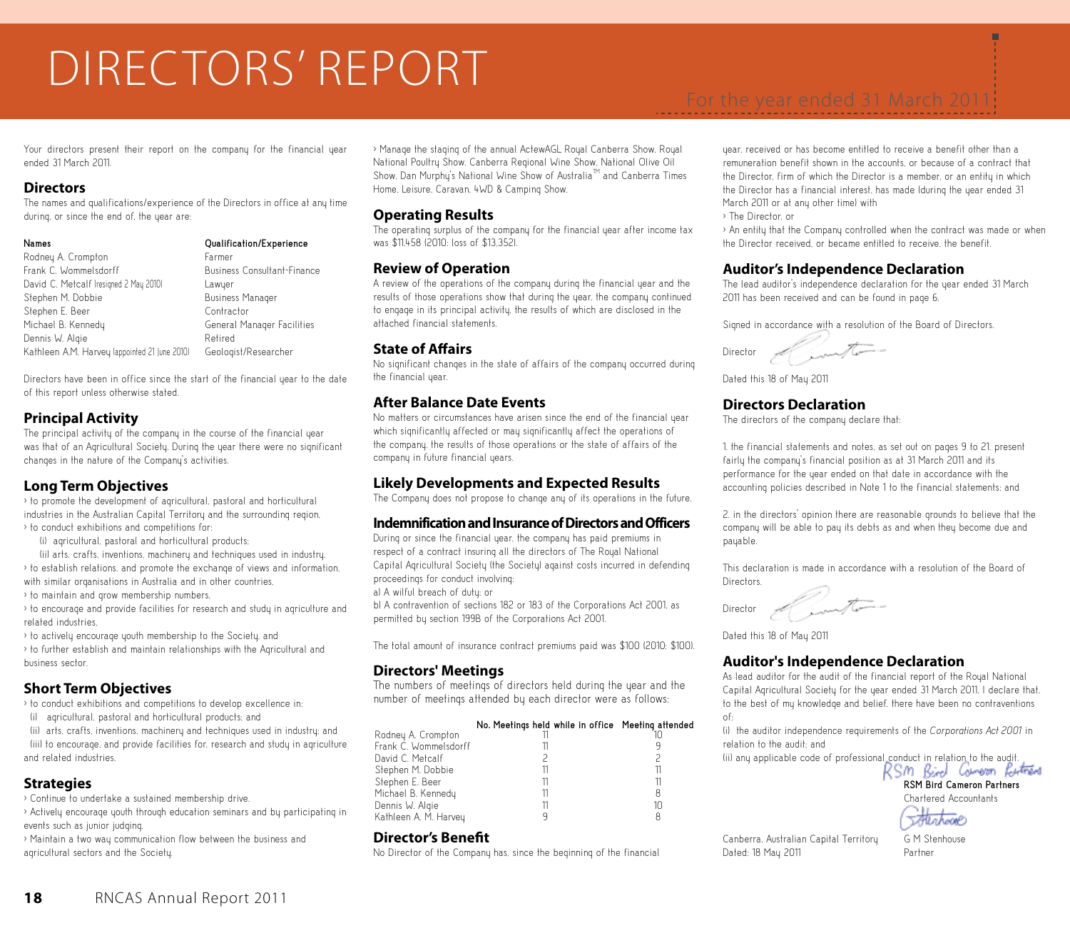# DIRECTORS' REPORT

For the year ended 31 March 2011

Your directors present their report on the company for the financial year ended 31 March 2011.

## Directors

The names and qualifications/experience of the Directors in office at any time during, or since the end of, the year are:

| Names | Qualification/Experience |
|---|---|
| Rodney A. Crompton | Farmer |
| Frank C. Wommelsdorff | Business Consultant-Finance |
| David C. Metcalf (resigned 2 May 2010) | Lawyer |
| Stephen M. Dobbie | Business Manager |
| Stephen E. Beer | Contractor |
| Michael B. Kennedy | General Manager Facilities |
| Dennis W. Algie | Retired |
| Kathleen A.M. Harvey (appointed 21 June 2010) | Geologist/Researcher |

Directors have been in office since the start of the financial year to the date of this report unless otherwise stated.

## Principal Activity

The principal activity of the company in the course of the financial year was that of an Agricultural Society. During the year there were no significant changes in the nature of the Company's activities.

## Long Term Objectives

› to promote the development of agricultural, pastoral and horticultural industries in the Australian Capital Territory and the surrounding region.
› to conduct exhibitions and competitions for:
 (i) agricultural, pastoral and horticultural products;
 (ii) arts, crafts, inventions, machinery and techniques used in industry.
› to establish relations, and promote the exchange of views and information, with similar organisations in Australia and in other countries.
› to maintain and grow membership numbers.
› to encourage and provide facilities for research and study in agriculture and related industries.
› to actively encourage youth membership to the Society, and
› to further establish and maintain relationships with the Agricultural and business sector.

## Short Term Objectives

› to conduct exhibitions and competitions to develop excellence in:
 (i) agricultural, pastoral and horticultural products; and
 (ii) arts, crafts, inventions, machinery and techniques used in industry; and
 (iii) to encourage, and provide facilities for, research and study in agriculture and related industries.

## Strategies

› Continue to undertake a sustained membership drive.
› Actively encourage youth through education seminars and by participating in events such as junior judging.
› Maintain a two way communication flow between the business and agricultural sectors and the Society.
› Manage the staging of the annual ActewAGL Royal Canberra Show, Royal National Poultry Show, Canberra Regional Wine Show, National Olive Oil Show, Dan Murphy's National Wine Show of Australia™ and Canberra Times Home, Leisure, Caravan, 4WD & Camping Show.

## Operating Results

The operating surplus of the company for the financial year after income tax was $11,458 (2010: loss of $13,352).

## Review of Operation

A review of the operations of the company during the financial year and the results of those operations show that during the year, the company continued to engage in its principal activity, the results of which are disclosed in the attached financial statements.

## State of Affairs

No significant changes in the state of affairs of the company occurred during the financial year.

## After Balance Date Events

No matters or circumstances have arisen since the end of the financial year which significantly affected or may significantly affect the operations of the company, the results of those operations or the state of affairs of the company in future financial years.

## Likely Developments and Expected Results

The Company does not propose to change any of its operations in the future.

## Indemnification and Insurance of Directors and Officers

During or since the financial year, the company has paid premiums in respect of a contract insuring all the directors of The Royal National Capital Agricultural Society (the Society) against costs incurred in defending proceedings for conduct involving:

a) A wilful breach of duty; or

b) A contravention of sections 182 or 183 of the Corporations Act 2001, as permitted by section 199B of the Corporations Act 2001.

The total amount of insurance contract premiums paid was $100 (2010: $100).

## Directors' Meetings

The numbers of meetings of directors held during the year and the number of meetings attended by each director were as follows:

| | No. Meetings held while in office | Meeting attended |
|---|---|---|
| Rodney A. Crompton | 11 | 10 |
| Frank C. Wommelsdorff | 11 | 9 |
| David C. Metcalf | 2 | 2 |
| Stephen M. Dobbie | 11 | 11 |
| Stephen E. Beer | 11 | 11 |
| Michael B. Kennedy | 11 | 8 |
| Dennis W. Algie | 11 | 10 |
| Kathleen A. M. Harvey | 9 | 8 |

## Director's Benefit

No Director of the Company has, since the beginning of the financial year, received or has become entitled to receive a benefit other than a remuneration benefit shown in the accounts, or because of a contract that the Director, firm of which the Director is a member, or an entity in which the Director has a financial interest, has made (during the year ended 31 March 2011 or at any other time) with

› The Director, or

› An entity that the Company controlled when the contract was made or when the Director received, or became entitled to receive, the benefit.

## Auditor's Independence Declaration

The lead auditor's independence declaration for the year ended 31 March 2011 has been received and can be found in page 6.

Signed in accordance with a resolution of the Board of Directors.

Director

Dated this 18 of May 2011

## Directors Declaration

The directors of the company declare that:

1. the financial statements and notes, as set out on pages 9 to 21, present fairly the company's financial position as at 31 March 2011 and its performance for the year ended on that date in accordance with the accounting policies described in Note 1 to the financial statements; and

2. in the directors' opinion there are reasonable grounds to believe that the company will be able to pay its debts as and when they become due and payable.

This declaration is made in accordance with a resolution of the Board of Directors.

Director

Dated this 18 of May 2011

## Auditor's Independence Declaration

As lead auditor for the audit of the financial report of the Royal National Capital Agricultural Society for the year ended 31 March 2011, I declare that, to the best of my knowledge and belief, there have been no contraventions of:

(i) the auditor independence requirements of the *Corporations Act 2001* in relation to the audit; and

(ii) any applicable code of professional conduct in relation to the audit.

**RSM Bird Cameron Partners**
Chartered Accountants

G M Stenhouse
Partner

Canberra, Australian Capital Territory
Dated: 18 May 2011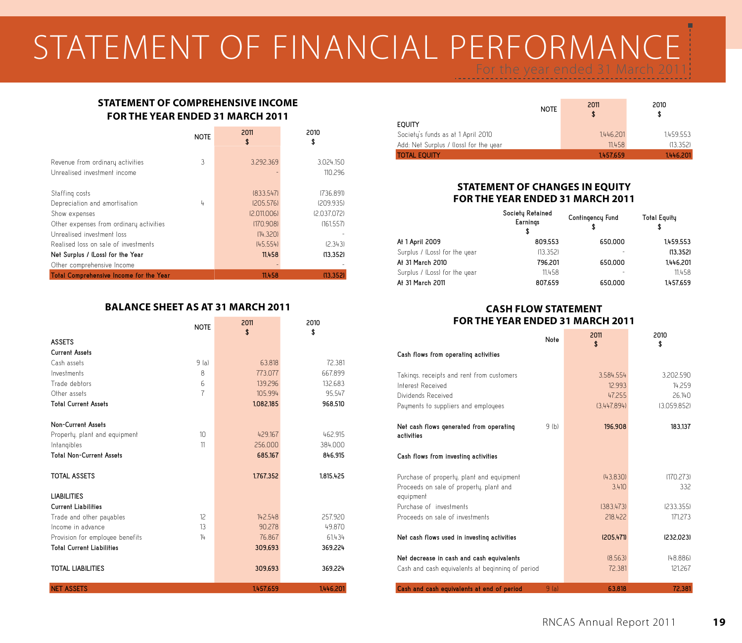# STATEMENT OF FINANCIAL PERFORMANCE

For the year ended 31 March 2011

## STATEMENT OF COMPREHENSIVE INCOME FOR THE YEAR ENDED 31 MARCH 2011

| | NOTE | 2011 $ | 2010 $ |
|---|---|---|---|
| Revenue from ordinary activities | 3 | 3,292,369 | 3,024,150 |
| Unrealised investment income | | - | 110,296 |
| Staffing costs | | (833,547) | (736,891) |
| Depreciation and amortisation | 4 | (205,576) | (209,935) |
| Show expenses | | (2,011,006) | (2,037,072) |
| Other expenses from ordinary activities | | (170,908) | (161,557) |
| Unrealised investment loss | | (14,320) | - |
| Realised loss on sale of investments | | (45,554) | (2,343) |
| **Net Surplus / (Loss) for the Year** | | **11,458** | **(13,352)** |
| Other comprehensive Income | | - | - |
| **Total Comprehensive Income for the Year** | | **11,458** | **(13,352)** |

## BALANCE SHEET AS AT 31 MARCH 2011

| | NOTE | 2011 $ | 2010 $ |
|---|---|---|---|
| ASSETS | | | |
| **Current Assets** | | | |
| Cash assets | 9 (a) | 63,818 | 72,381 |
| Investments | 8 | 773,077 | 667,899 |
| Trade debtors | 6 | 139,296 | 132,683 |
| Other assets | 7 | 105,994 | 95,547 |
| **Total Current Assets** | | **1,082,185** | **968,510** |
| **Non-Current Assets** | | | |
| Property, plant and equipment | 10 | 429,167 | 462,915 |
| Intangibles | 11 | 256,000 | 384,000 |
| **Total Non-Current Assets** | | **685,167** | **846,915** |
| TOTAL ASSETS | | **1,767,352** | **1,815,425** |
| LIABILITIES | | | |
| **Current Liabilities** | | | |
| Trade and other payables | 12 | 142,548 | 257,920 |
| Income in advance | 13 | 90,278 | 49,870 |
| Provision for employee benefits | 14 | 76,867 | 61,434 |
| **Total Current Liabilities** | | **309,693** | **369,224** |
| TOTAL LIABILITIES | | **309,693** | **369,224** |
| NET ASSETS | | **1,457,659** | **1,446,201** |

| | NOTE | 2011 $ | 2010 $ |
|---|---|---|---|
| EQUITY | | | |
| Society's funds as at 1 April 2010 | | 1,446,201 | 1,459,553 |
| Add: Net Surplus / (loss) for the year | | 11,458 | (13,352) |
| TOTAL EQUITY | | **1,457,659** | **1,446,201** |

## STATEMENT OF CHANGES IN EQUITY FOR THE YEAR ENDED 31 MARCH 2011

| | Society Retained Earnings $ | Contingency Fund $ | Total Equity $ |
|---|---|---|---|
| At 1 April 2009 | 809,553 | 650,000 | 1,459,553 |
| Surplus / (Loss) for the year | (13,352) | - | **(13,352)** |
| At 31 March 2010 | 796,201 | 650,000 | 1,446,201 |
| Surplus / (Loss) for the year | 11,458 | - | 11,458 |
| At 31 March 2011 | 807,659 | 650,000 | 1,457,659 |

## CASH FLOW STATEMENT FOR THE YEAR ENDED 31 MARCH 2011

| | Note | 2011 $ | 2010 $ |
|---|---|---|---|
| **Cash flows from operating activities** | | | |
| Takings, receipts and rent from customers | | 3,584,554 | 3,202,590 |
| Interest Received | | 12,993 | 14,259 |
| Dividends Received | | 47,255 | 26,140 |
| Payments to suppliers and employees | | (3,447,894) | (3,059,852) |
| **Net cash flows generated from operating activities** | 9 (b) | **196,908** | **183,137** |
| **Cash flows from investing activities** | | | |
| Purchase of property, plant and equipment | | (43,830) | (170,273) |
| Proceeds on sale of property, plant and equipment | | 3,410 | 332 |
| Purchase of investments | | (383,473) | (233,355) |
| Proceeds on sale of investments | | 218,422 | 171,273 |
| **Net cash flows used in investing activities** | | **(205,471)** | **(232,023)** |
| **Net decrease in cash and cash equivalents** | | (8,563) | (48,886) |
| Cash and cash equivalents at beginning of period | | 72,381 | 121,267 |
| **Cash and cash equivalents at end of period** | 9 (a) | **63,818** | **72,381** |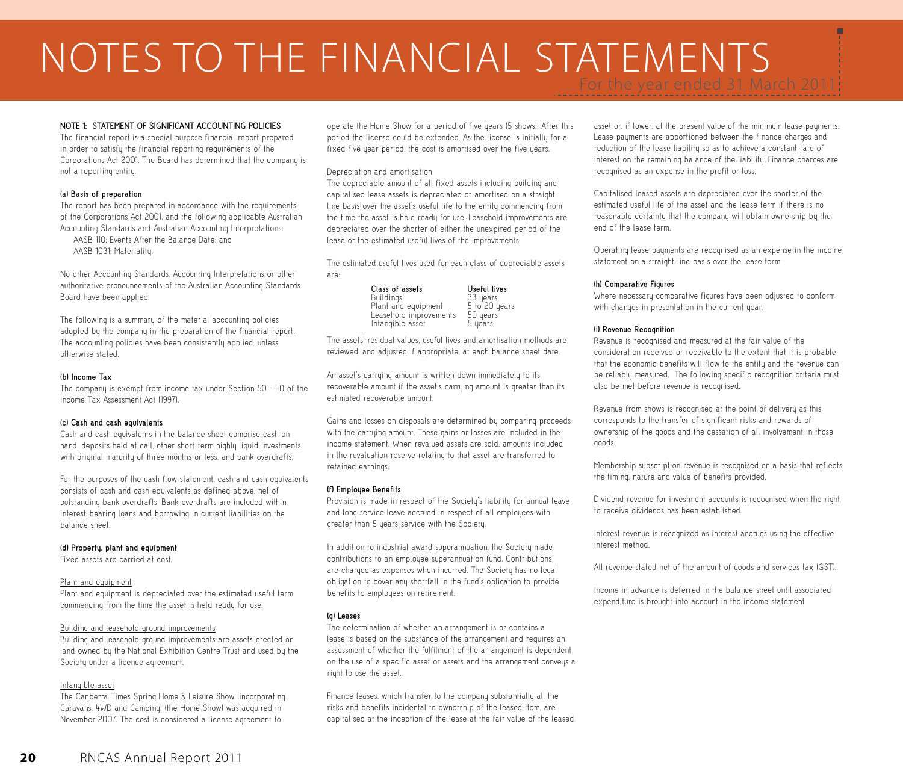# NOTES TO THE FINANCIAL STATEMENTS

For the year ended 31 March 2011

**NOTE 1: STATEMENT OF SIGNIFICANT ACCOUNTING POLICIES**

The financial report is a special purpose financial report prepared in order to satisfy the financial reporting requirements of the Corporations Act 2001. The Board has determined that the company is not a reporting entity.

**(a) Basis of preparation**

The report has been prepared in accordance with the requirements of the Corporations Act 2001, and the following applicable Australian Accounting Standards and Australian Accounting Interpretations:

AASB 110: Events After the Balance Date; and
AASB 1031: Materiality.

No other Accounting Standards, Accounting Interpretations or other authoritative pronouncements of the Australian Accounting Standards Board have been applied.

The following is a summary of the material accounting policies adopted by the company in the preparation of the financial report. The accounting policies have been consistently applied, unless otherwise stated.

**(b) Income Tax**

The company is exempt from income tax under Section 50 - 40 of the Income Tax Assessment Act (1997).

**(c) Cash and cash equivalents**

Cash and cash equivalents in the balance sheet comprise cash on hand, deposits held at call, other short-term highly liquid investments with original maturity of three months or less, and bank overdrafts.

For the purposes of the cash flow statement, cash and cash equivalents consists of cash and cash equivalents as defined above, net of outstanding bank overdrafts. Bank overdrafts are included within interest-bearing loans and borrowing in current liabilities on the balance sheet.

**(d) Property, plant and equipment**

Fixed assets are carried at cost.

Plant and equipment

Plant and equipment is depreciated over the estimated useful term commencing from the time the asset is held ready for use.

Building and leasehold ground improvements

Building and leasehold ground improvements are assets erected on land owned by the National Exhibition Centre Trust and used by the Society under a licence agreement.

Intangible asset

The Canberra Times Spring Home & Leisure Show (incorporating Caravans, 4WD and Camping) (the Home Show) was acquired in November 2007. The cost is considered a license agreement to operate the Home Show for a period of five years (5 shows). After this period the license could be extended. As the license is initially for a fixed five year period, the cost is amortised over the five years.

Depreciation and amortisation

The depreciable amount of all fixed assets including building and capitalised lease assets is depreciated or amortised on a straight line basis over the asset's useful life to the entity commencing from the time the asset is held ready for use. Leasehold improvements are depreciated over the shorter of either the unexpired period of the lease or the estimated useful lives of the improvements.

The estimated useful lives used for each class of depreciable assets are:

| Class of assets | Useful lives |
|---|---|
| Buildings | 33 years |
| Plant and equipment | 5 to 20 years |
| Leasehold improvements | 50 years |
| Intangible asset | 5 years |

The assets' residual values, useful lives and amortisation methods are reviewed, and adjusted if appropriate, at each balance sheet date.

An asset's carrying amount is written down immediately to its recoverable amount if the asset's carrying amount is greater than its estimated recoverable amount.

Gains and losses on disposals are determined by comparing proceeds with the carrying amount. These gains or losses are included in the income statement. When revalued assets are sold, amounts included in the revaluation reserve relating to that asset are transferred to retained earnings.

**(f) Employee Benefits**

Provision is made in respect of the Society's liability for annual leave and long service leave accrued in respect of all employees with greater than 5 years service with the Society.

In addition to industrial award superannuation, the Society made contributions to an employee superannuation fund. Contributions are charged as expenses when incurred. The Society has no legal obligation to cover any shortfall in the fund's obligation to provide benefits to employees on retirement.

**(g) Leases**

The determination of whether an arrangement is or contains a lease is based on the substance of the arrangement and requires an assessment of whether the fulfilment of the arrangement is dependent on the use of a specific asset or assets and the arrangement conveys a right to use the asset.

Finance leases, which transfer to the company substantially all the risks and benefits incidental to ownership of the leased item, are capitalised at the inception of the lease at the fair value of the leased asset or, if lower, at the present value of the minimum lease payments. Lease payments are apportioned between the finance charges and reduction of the lease liability so as to achieve a constant rate of interest on the remaining balance of the liability. Finance charges are recognised as an expense in the profit or loss.

Capitalised leased assets are depreciated over the shorter of the estimated useful life of the asset and the lease term if there is no reasonable certainty that the company will obtain ownership by the end of the lease term.

Operating lease payments are recognised as an expense in the income statement on a straight-line basis over the lease term.

**(h) Comparative Figures**

Where necessary comparative figures have been adjusted to conform with changes in presentation in the current year.

**(i) Revenue Recognition**

Revenue is recognised and measured at the fair value of the consideration received or receivable to the extent that it is probable that the economic benefits will flow to the entity and the revenue can be reliably measured. The following specific recognition criteria must also be met before revenue is recognised.

Revenue from shows is recognised at the point of delivery as this corresponds to the transfer of significant risks and rewards of ownership of the goods and the cessation of all involvement in those goods.

Membership subscription revenue is recognised on a basis that reflects the timing, nature and value of benefits provided.

Dividend revenue for investment accounts is recognised when the right to receive dividends has been established.

Interest revenue is recognized as interest accrues using the effective interest method.

All revenue stated net of the amount of goods and services tax (GST).

Income in advance is deferred in the balance sheet until associated expenditure is brought into account in the income statement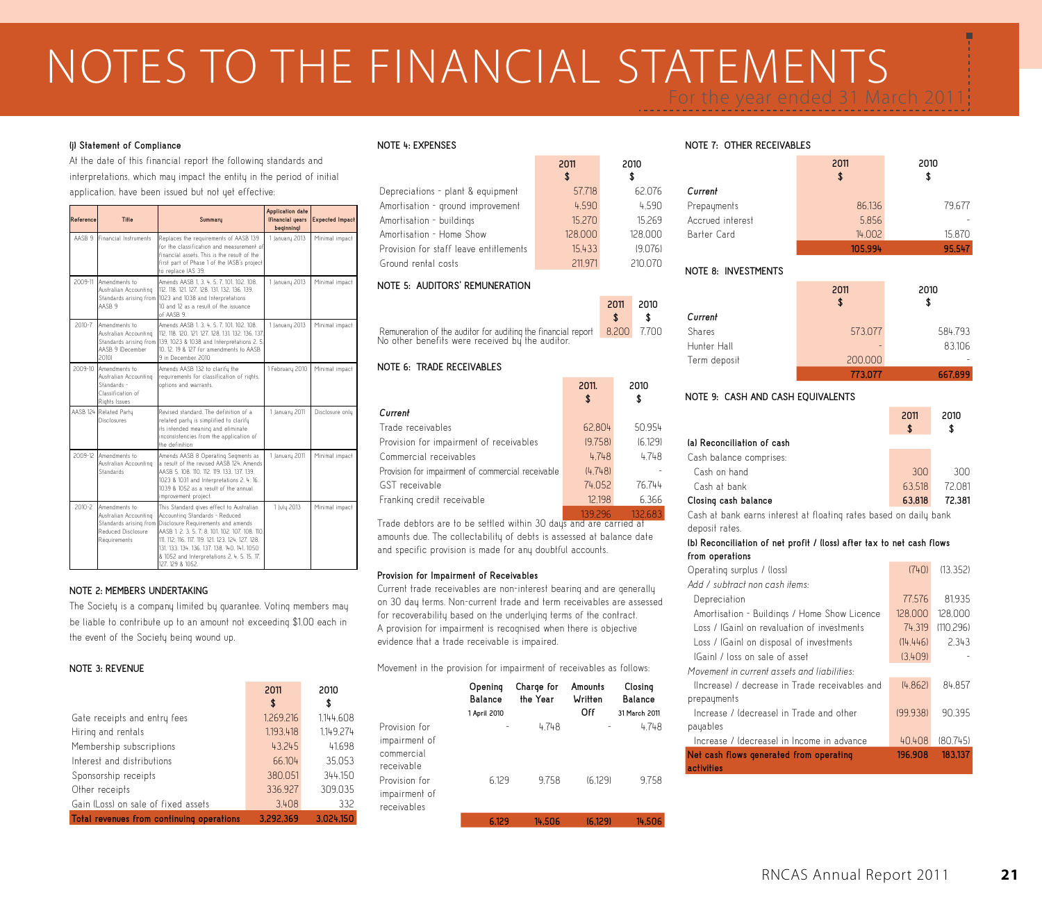# NOTES TO THE FINANCIAL STATEMENTS

For the year ended 31 March 2011

**(j) Statement of Compliance**

At the date of this financial report the following standards and interpretations, which may impact the entity in the period of initial application, have been issued but not yet effective:

| Reference | Title | Summary | Application date (financial years beginning) | Expected Impact |
|---|---|---|---|---|
| AASB 9 | Financial Instruments | Replaces the requirements of AASB 139 for the classification and measurement of financial assets. This is the result of the first part of Phase 1 of the IASB's project to replace IAS 39. | 1 January 2013 | Minimal impact |
| 2009-11 | Amendments to Australian Accounting Standards arising from AASB 9 | Amends AASB 1, 3, 4, 5, 7, 101, 102, 108, 112, 118, 121, 127, 128, 131, 132, 136, 139, 1023 and 1038 and Interpretations 10 and 12 as a result of the issuance of AASB 9. | 1 January 2013 | Minimal impact |
| 2010-7 | Amendments to Australian Accounting Standards arising from AASB 9 (December 2010) | Amends AASB 1, 3, 4, 5, 7, 101, 102, 108, 112, 118, 120, 121, 127, 128, 131, 132, 136, 137, 139, 1023 & 1038 and Interpretations 2, 5, 10, 12, 19 & 127 for amendments to AASB 9 in December 2010 | 1 January 2013 | Minimal impact |
| 2009-10 | Amendments to Australian Accounting Standards - Classification of Rights Issues | Amends AASB 132 to clarify the requirements for classification of rights, options and warrants. | 1 February 2010 | Minimal impact |
| AASB 124 | Related Party Disclosures | Revised standard. The definition of a related party is simplified to clarify its intended meaning and eliminate inconsistencies from the application of the definition | 1 January 2011 | Disclosure only |
| 2009-12 | Amendments to Australian Accounting Standards | Amends AASB 8 Operating Segments as a result of the revised AASB 124. Amends AASB 5, 108, 110, 112, 119, 133, 137, 139, 1023 & 1031 and Interpretations 2, 4, 16, 1039 & 1052 as a result of the annual improvement project. | 1 January 2011 | Minimal impact |
| 2010-2 | Amendments to Australian Accounting Standards arising from Reduced Disclosure Requirements | This Standard gives effect to Australian Accounting Standards - Reduced Disclosure Requirements and amends AASB 1, 2, 3, 5, 7, 8, 101, 102, 107, 108, 110, 111, 112, 116, 117, 119, 121, 123, 124, 127, 128, 131, 133, 134, 136, 137, 138, 140, 141, 1050 & 1052 and Interpretations 2, 4, 5, 15, 17, 127, 129 & 1052. | 1 July 2013 | Minimal impact |

## NOTE 2: MEMBERS UNDERTAKING

The Society is a company limited by guarantee. Voting members may be liable to contribute up to an amount not exceeding $1.00 each in the event of the Society being wound up.

## NOTE 3: REVENUE

| | 2011 $ | 2010 $ |
|---|---|---|
| Gate receipts and entry fees | 1,269,216 | 1,144,608 |
| Hiring and rentals | 1,193,418 | 1,149,274 |
| Membership subscriptions | 43,245 | 41,698 |
| Interest and distributions | 66,104 | 35,053 |
| Sponsorship receipts | 380,051 | 344,150 |
| Other receipts | 336,927 | 309,035 |
| Gain (Loss) on sale of fixed assets | 3,408 | 332 |
| **Total revenues from continuing operations** | **3,292,369** | **3,024,150** |

## NOTE 4: EXPENSES

| | 2011 $ | 2010 $ |
|---|---|---|
| Depreciations - plant & equipment | 57,718 | 62,076 |
| Amortisation - ground improvement | 4,590 | 4,590 |
| Amortisation - buildings | 15,270 | 15,269 |
| Amortisation - Home Show | 128,000 | 128,000 |
| Provision for staff leave entitlements | 15,433 | (9,076) |
| Ground rental costs | 211,971 | 210,070 |

## NOTE 5: AUDITORS' REMUNERATION

| | 2011 $ | 2010 $ |
|---|---|---|
| Remuneration of the auditor for auditing the financial report | 8,200 | 7,700 |

No other benefits were received by the auditor.

## NOTE 6: TRADE RECEIVABLES

| | 2011 $ | 2010 $ |
|---|---|---|
| *Current* | | |
| Trade receivables | 62,804 | 50,954 |
| Provision for impairment of receivables | (9,758) | (6,129) |
| Commercial receivables | 4,748 | 4,748 |
| Provision for impairment of commercial receivable | (4,748) | - |
| GST receivable | 74,052 | 76,744 |
| Franking credit receivable | 12,198 | 6,366 |
| | **139,296** | **132,683** |

Trade debtors are to be settled within 30 days and are carried at amounts due. The collectability of debts is assessed at balance date and specific provision is made for any doubtful accounts.

**Provision for Impairment of Receivables**

Current trade receivables are non-interest bearing and are generally on 30 day terms. Non-current trade and term receivables are assessed for recoverability based on the underlying terms of the contract. A provision for impairment is recognised when there is objective evidence that a trade receivable is impaired.

Movement in the provision for impairment of receivables as follows:

| | Opening Balance 1 April 2010 | Charge for the Year | Amounts Written Off | Closing Balance 31 March 2011 |
|---|---|---|---|---|
| Provision for impairment of commercial receivable | - | 4,748 | - | 4,748 |
| Provision for impairment of receivables | 6,129 | 9,758 | (6,129) | 9,758 |
| | **6,129** | **14,506** | **(6,129)** | **14,506** |

## NOTE 7: OTHER RECEIVABLES

| | 2011 $ | 2010 $ |
|---|---|---|
| *Current* | | |
| Prepayments | 86,136 | 79,677 |
| Accrued interest | 5,856 | - |
| Barter Card | 14,002 | 15,870 |
| | **105,994** | **95,547** |

## NOTE 8: INVESTMENTS

| | 2011 $ | 2010 $ |
|---|---|---|
| *Current* | | |
| Shares | 573,077 | 584,793 |
| Hunter Hall | - | 83,106 |
| Term deposit | 200,000 | - |
| | **773,077** | **667,899** |

## NOTE 9: CASH AND CASH EQUIVALENTS

| | 2011 $ | 2010 $ |
|---|---|---|
| **(a) Reconciliation of cash** | | |
| Cash balance comprises: | | |
| Cash on hand | 300 | 300 |
| Cash at bank | 63,518 | 72,081 |
| **Closing cash balance** | **63,818** | **72,381** |

Cash at bank earns interest at floating rates based on daily bank deposit rates.

**(b) Reconciliation of net profit / (loss) after tax to net cash flows from operations**

| | 2011 $ | 2010 $ |
|---|---|---|
| Operating surplus / (loss) | (740) | (13,352) |
| *Add / subtract non cash items:* | | |
| Depreciation | 77,576 | 81,935 |
| Amortisation - Buildings / Home Show Licence | 128,000 | 128,000 |
| Loss / (Gain) on revaluation of investments | 74,319 | (110,296) |
| Loss / (Gain) on disposal of investments | (14,446) | 2,343 |
| (Gain) / loss on sale of asset | (3,409) | - |
| *Movement in current assets and liabilities:* | | |
| (Increase) / decrease in Trade receivables and prepayments | (4,862) | 84,857 |
| Increase / (decrease) in Trade and other payables | (99,938) | 90,395 |
| Increase / (decrease) in Income in advance | 40,408 | (80,745) |
| **Net cash flows generated from operating activities** | **196,908** | **183,137** |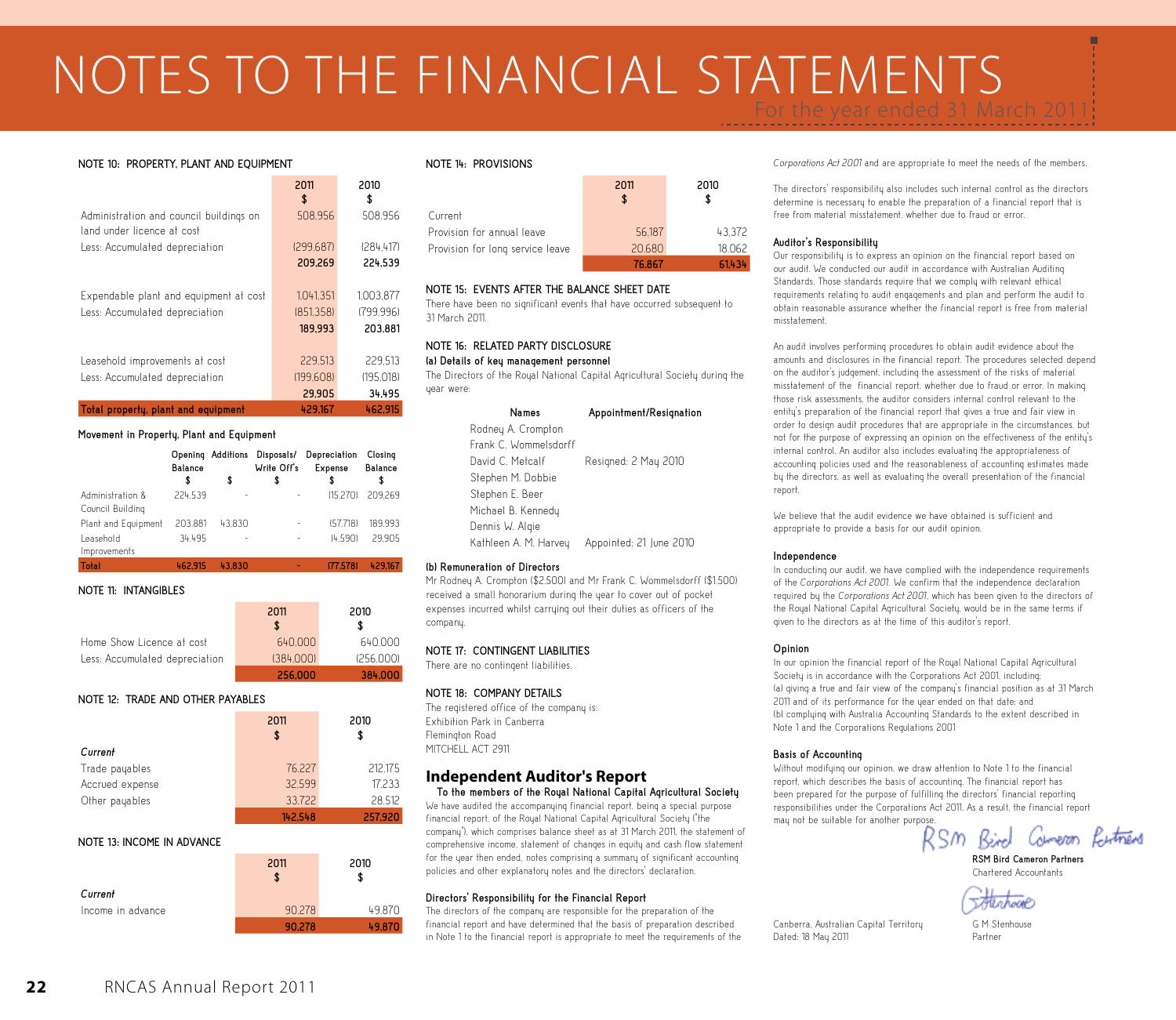# NOTES TO THE FINANCIAL STATEMENTS

For the year ended 31 March 2011

## NOTE 10: PROPERTY, PLANT AND EQUIPMENT

| | 2011 $ | 2010 $ |
|---|---|---|
| Administration and council buildings on land under licence at cost | 508,956 | 508,956 |
| Less: Accumulated depreciation | (299,687) | (284,417) |
| | 209,269 | 224,539 |
| Expendable plant and equipment at cost | 1,041,351 | 1,003,877 |
| Less: Accumulated depreciation | (851,358) | (799,996) |
| | 189,993 | 203,881 |
| Leasehold improvements at cost | 229,513 | 229,513 |
| Less: Accumulated depreciation | (199,608) | (195,018) |
| | 29,905 | 34,495 |
| **Total property, plant and equipment** | **429,167** | **462,915** |

### Movement in Property, Plant and Equipment

| | Opening Balance $ | Additions $ | Disposals/ Write Off's $ | Depreciation Expense $ | Closing Balance $ |
|---|---|---|---|---|---|
| Administration & Council Building | 224,539 | - | - | (15,270) | 209,269 |
| Plant and Equipment | 203,881 | 43,830 | - | (57,718) | 189,993 |
| Leasehold Improvements | 34,495 | - | - | (4,590) | 29,905 |
| **Total** | **462,915** | **43,830** | **-** | **(77,578)** | **429,167** |

## NOTE 11: INTANGIBLES

| | 2011 $ | 2010 $ |
|---|---|---|
| Home Show Licence at cost | 640,000 | 640,000 |
| Less: Accumulated depreciation | (384,000) | (256,000) |
| | 256,000 | 384,000 |

## NOTE 12: TRADE AND OTHER PAYABLES

| | 2011 $ | 2010 $ |
|---|---|---|
| *Current* | | |
| Trade payables | 76,227 | 212,175 |
| Accrued expense | 32,599 | 17,233 |
| Other payables | 33,722 | 28,512 |
| | 142,548 | 257,920 |

## NOTE 13: INCOME IN ADVANCE

| | 2011 $ | 2010 $ |
|---|---|---|
| *Current* | | |
| Income in advance | 90,278 | 49,870 |
| | 90,278 | 49,870 |

## NOTE 14: PROVISIONS

| | 2011 $ | 2010 $ |
|---|---|---|
| Current | | |
| Provision for annual leave | 56,187 | 43,372 |
| Provision for long service leave | 20,680 | 18,062 |
| | 76,867 | 61,434 |

## NOTE 15: EVENTS AFTER THE BALANCE SHEET DATE

There have been no significant events that have occurred subsequent to 31 March 2011.

## NOTE 16: RELATED PARTY DISCLOSURE

**(a) Details of key management personnel**

The Directors of the Royal National Capital Agricultural Society during the year were:

| Names | Appointment/Resignation |
|---|---|
| Rodney A. Crompton | |
| Frank C. Wommelsdorff | |
| David C. Metcalf | Resigned: 2 May 2010 |
| Stephen M. Dobbie | |
| Stephen E. Beer | |
| Michael B. Kennedy | |
| Dennis W. Algie | |
| Kathleen A. M. Harvey | Appointed: 21 June 2010 |

**(b) Remuneration of Directors**

Mr Rodney A. Crompton ($2,500) and Mr Frank C. Wommelsdorff ($1,500) received a small honorarium during the year to cover out of pocket expenses incurred whilst carrying out their duties as officers of the company.

## NOTE 17: CONTINGENT LIABILITIES

There are no contingent liabilities.

## NOTE 18: COMPANY DETAILS

The registered office of the company is:
Exhibition Park in Canberra
Flemington Road
MITCHELL ACT 2911

# Independent Auditor's Report

**To the members of the Royal National Capital Agricultural Society**

We have audited the accompanying financial report, being a special purpose financial report, of the Royal National Capital Agricultural Society ("the company"), which comprises balance sheet as at 31 March 2011, the statement of comprehensive income, statement of changes in equity and cash flow statement for the year then ended, notes comprising a summary of significant accounting policies and other explanatory notes and the directors' declaration.

### Directors' Responsibility for the Financial Report

The directors of the company are responsible for the preparation of the financial report and have determined that the basis of preparation described in Note 1 to the financial report is appropriate to meet the requirements of the *Corporations Act 2001* and are appropriate to meet the needs of the members.

The directors' responsibility also includes such internal control as the directors determine is necessary to enable the preparation of a financial report that is free from material misstatement, whether due to fraud or error.

### Auditor's Responsibility

Our responsibility is to express an opinion on the financial report based on our audit. We conducted our audit in accordance with Australian Auditing Standards. Those standards require that we comply with relevant ethical requirements relating to audit engagements and plan and perform the audit to obtain reasonable assurance whether the financial report is free from material misstatement.

An audit involves performing procedures to obtain audit evidence about the amounts and disclosures in the financial report. The procedures selected depend on the auditor's judgement, including the assessment of the risks of material misstatement of the financial report, whether due to fraud or error. In making those risk assessments, the auditor considers internal control relevant to the entity's preparation of the financial report that gives a true and fair view in order to design audit procedures that are appropriate in the circumstances, but not for the purpose of expressing an opinion on the effectiveness of the entity's internal control. An auditor also includes evaluating the appropriateness of accounting policies used and the reasonableness of accounting estimates made by the directors, as well as evaluating the overall presentation of the financial report.

We believe that the audit evidence we have obtained is sufficient and appropriate to provide a basis for our audit opinion.

### Independence

In conducting our audit, we have complied with the independence requirements of the *Corporations Act 2001*. We confirm that the independence declaration required by the *Corporations Act 2001*, which has been given to the directors of the Royal National Capital Agricultural Society, would be in the same terms if given to the directors as at the time of this auditor's report.

### Opinion

In our opinion the financial report of the Royal National Capital Agricultural Society is in accordance with the Corporations Act 2001, including:
(a) giving a true and fair view of the company's financial position as at 31 March 2011 and of its performance for the year ended on that date; and
(b) complying with Australia Accounting Standards to the extent described in Note 1 and the Corporations Regulations 2001

### Basis of Accounting

Without modifying our opinion, we draw attention to Note 1 to the financial report, which describes the basis of accounting. The financial report has been prepared for the purpose of fulfilling the directors' financial reporting responsibilities under the Corporations Act 2011. As a result, the financial report may not be suitable for another purpose.

RSM Bird Cameron Partners
Chartered Accountants

G M Stenhouse
Partner

Canberra, Australian Capital Territory
Dated: 18 May 2011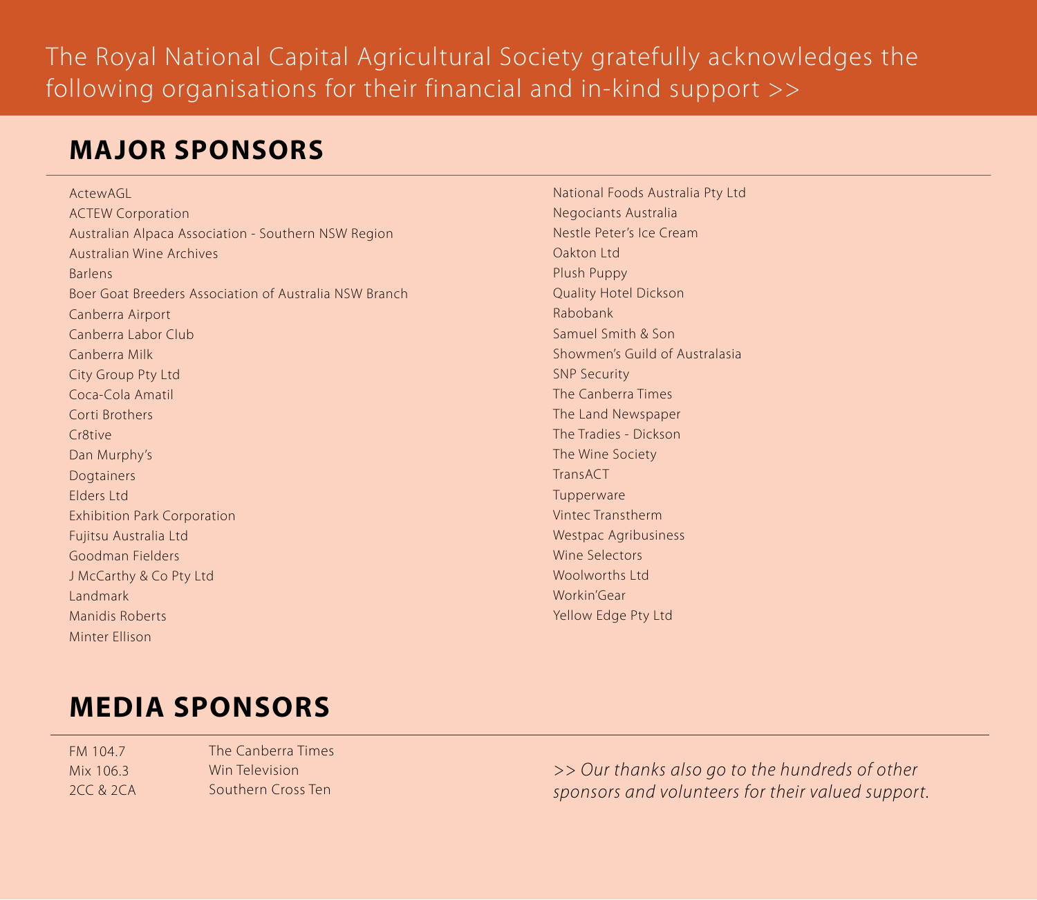The Royal National Capital Agricultural Society gratefully acknowledges the following organisations for their financial and in-kind support >>

## MAJOR SPONSORS

ActewAGL
ACTEW Corporation
Australian Alpaca Association - Southern NSW Region
Australian Wine Archives
Barlens
Boer Goat Breeders Association of Australia NSW Branch
Canberra Airport
Canberra Labor Club
Canberra Milk
City Group Pty Ltd
Coca-Cola Amatil
Corti Brothers
Cr8tive
Dan Murphy's
Dogtainers
Elders Ltd
Exhibition Park Corporation
Fujitsu Australia Ltd
Goodman Fielders
J McCarthy & Co Pty Ltd
Landmark
Manidis Roberts
Minter Ellison
National Foods Australia Pty Ltd
Negociants Australia
Nestle Peter's Ice Cream
Oakton Ltd
Plush Puppy
Quality Hotel Dickson
Rabobank
Samuel Smith & Son
Showmen's Guild of Australasia
SNP Security
The Canberra Times
The Land Newspaper
The Tradies - Dickson
The Wine Society
TransACT
Tupperware
Vintec Transtherm
Westpac Agribusiness
Wine Selectors
Woolworths Ltd
Workin'Gear
Yellow Edge Pty Ltd

## MEDIA SPONSORS

FM 104.7
Mix 106.3
2CC & 2CA
The Canberra Times
Win Television
Southern Cross Ten

*>> Our thanks also go to the hundreds of other sponsors and volunteers for their valued support.*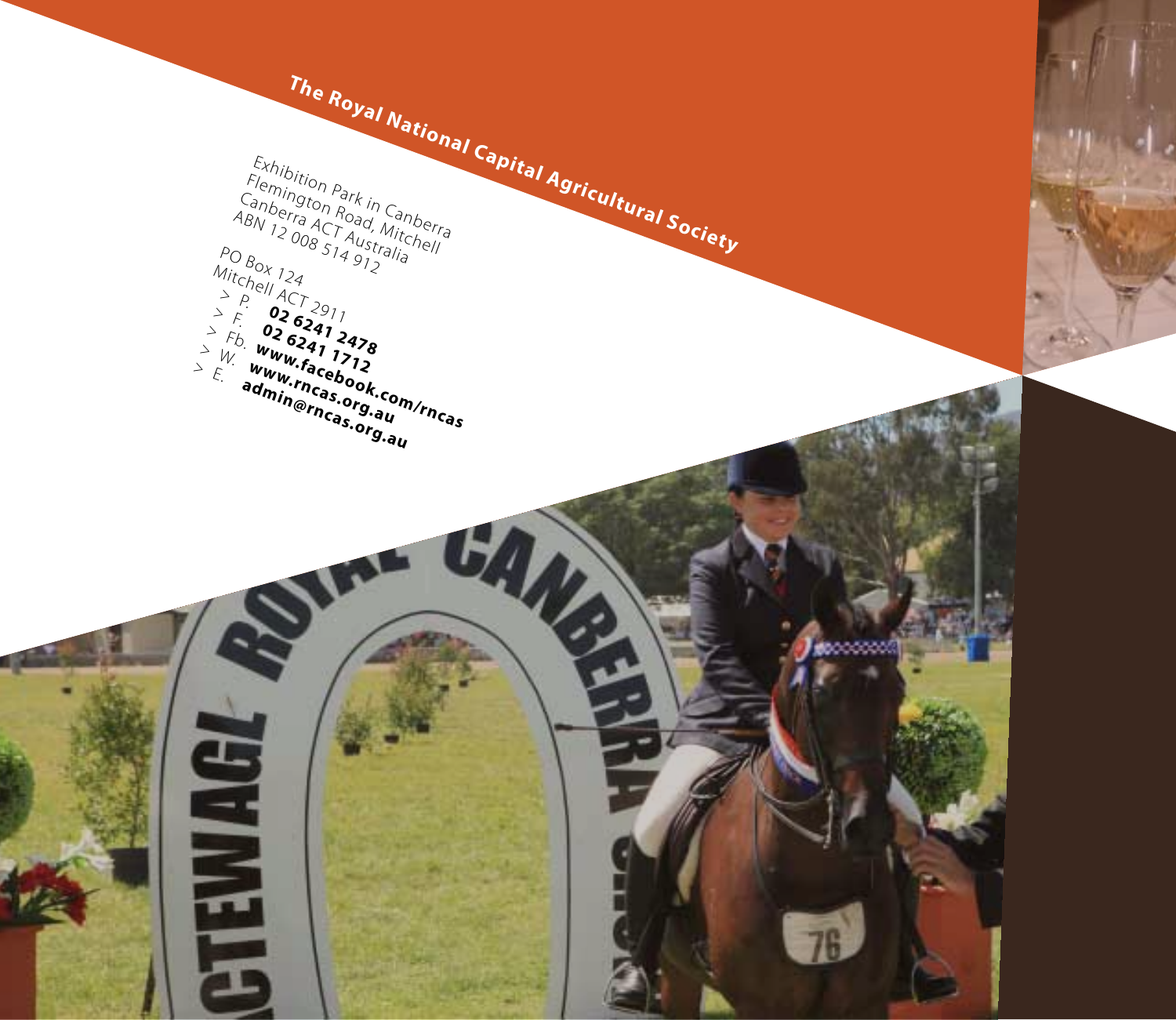**The Royal National Capital Agricultural Society**

Exhibition Park in Canberra
Flemington Road, Mitchell
Canberra ACT Australia
ABN 12 008 514 912

PO Box 124
Mitchell ACT 2911
> P. **02 6241 2478**
> F. **02 6241 1712**
> Fb. **www.facebook.com/rncas**
> W. **www.rncas.org.au**
> E. **admin@rncas.org.au**